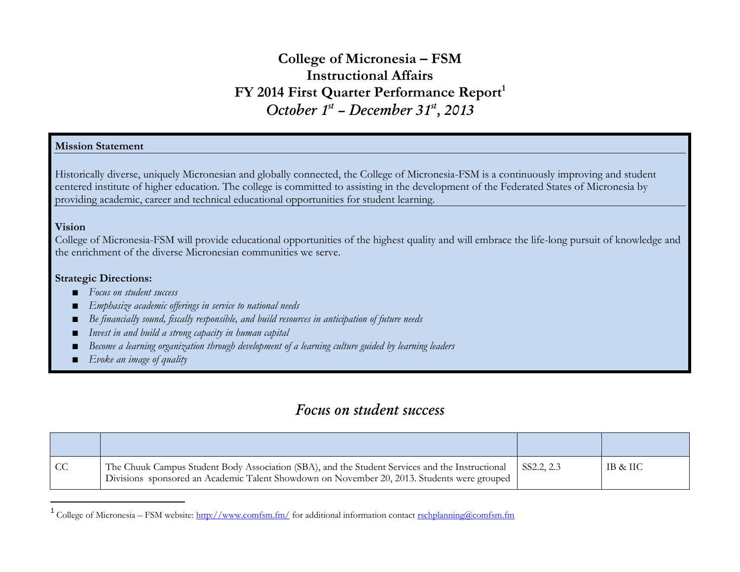# College of Micronesia – FSM
# Instructional Affairs
# FY 2014 First Quarter Performance Report[1]
## *October 1st – December 31st, 2013*

**Mission Statement**

Historically diverse, uniquely Micronesian and globally connected, the College of Micronesia-FSM is a continuously improving and student centered institute of higher education. The college is committed to assisting in the development of the Federated States of Micronesia by providing academic, career and technical educational opportunities for student learning.

**Vision**

College of Micronesia-FSM will provide educational opportunities of the highest quality and will embrace the life-long pursuit of knowledge and the enrichment of the diverse Micronesian communities we serve.

**Strategic Directions:**

- *Focus on student success*
- *Emphasize academic offerings in service to national needs*
- *Be financially sound, fiscally responsible, and build resources in anticipation of future needs*
- *Invest in and build a strong capacity in human capital*
- *Become a learning organization through development of a learning culture guided by learning leaders*
- *Evoke an image of quality*

## *Focus on student success*

| | | | |
|---|---|---|---|
| CC | The Chuuk Campus Student Body Association (SBA), and the Student Services and the Instructional Divisions sponsored an Academic Talent Showdown on November 20, 2013. Students were grouped | SS2.2, 2.3 | IB & IIC |

[1] College of Micronesia – FSM website: http://www.comfsm.fm/ for additional information contact rschplanning@comfsm.fm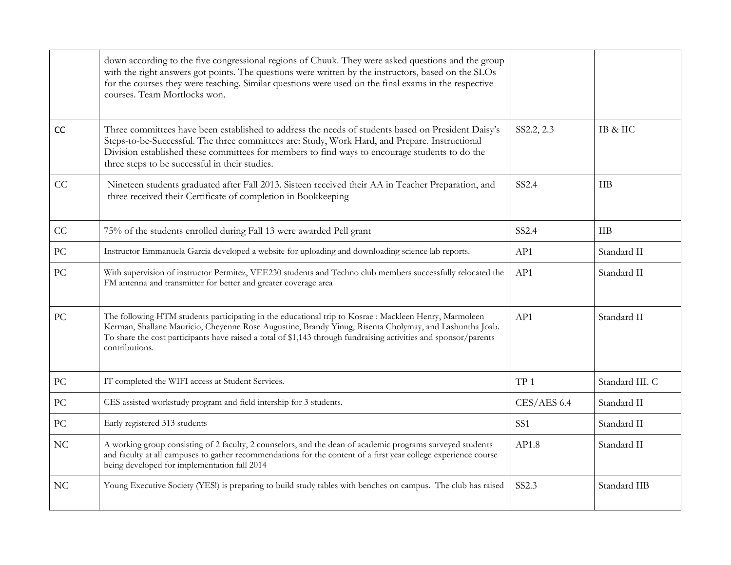| | | | |
|---|---|---|---|
| | down according to the five congressional regions of Chuuk. They were asked questions and the group with the right answers got points. The questions were written by the instructors, based on the SLOs for the courses they were teaching. Similar questions were used on the final exams in the respective courses. Team Mortlocks won. | | |
| CC | Three committees have been established to address the needs of students based on President Daisy's Steps-to-be-Successful. The three committees are: Study, Work Hard, and Prepare. Instructional Division established these committees for members to find ways to encourage students to do the three steps to be successful in their studies. | SS2.2, 2.3 | IB & IIC |
| CC | Nineteen students graduated after Fall 2013. Sisteen received their AA in Teacher Preparation, and three received their Certificate of completion in Bookkeeping | SS2.4 | IIB |
| CC | 75% of the students enrolled during Fall 13 were awarded Pell grant | SS2.4 | IIB |
| PC | Instructor Emmanuela Garcia developed a website for uploading and downloading science lab reports. | AP1 | Standard II |
| PC | With supervision of instructor Permitez, VEE230 students and Techno club members successfully relocated the FM antenna and transmitter for better and greater coverage area | AP1 | Standard II |
| PC | The following HTM students participating in the educational trip to Kosrae : Mackleen Henry, Marmoleen Kerman, Shallane Mauricio, Cheyenne Rose Augustine, Brandy Yinug, Risenta Cholymay, and Lashuntha Joab. To share the cost participants have raised a total of $1,143 through fundraising activities and sponsor/parents contributions. | AP1 | Standard II |
| PC | IT completed the WIFI access at Student Services. | TP 1 | Standard III. C |
| PC | CES assisted workstudy program and field intership for 3 students. | CES/AES 6.4 | Standard II |
| PC | Early registered 313 students | SS1 | Standard II |
| NC | A working group consisting of 2 faculty, 2 counselors, and the dean of academic programs surveyed students and faculty at all campuses to gather recommendations for the content of a first year college experience course being developed for implementation fall 2014 | AP1.8 | Standard II |
| NC | Young Executive Society (YES!) is preparing to build study tables with benches on campus. The club has raised | SS2.3 | Standard IIB |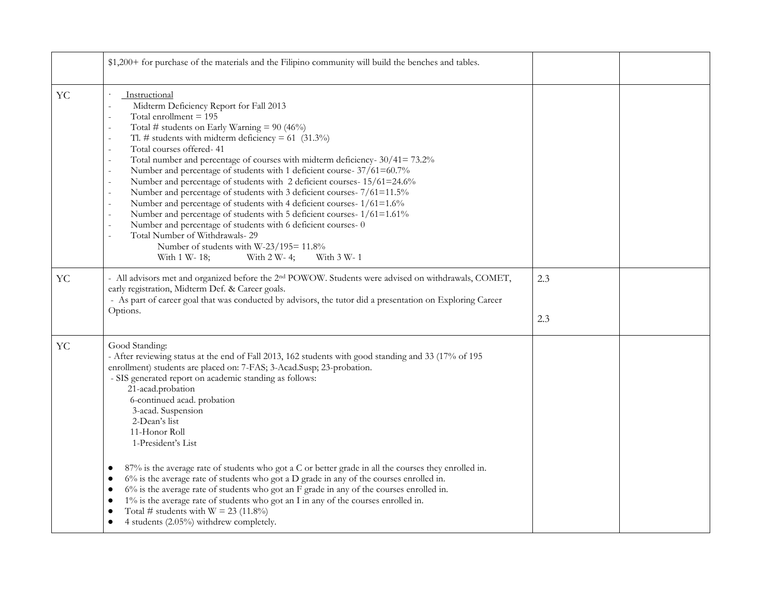| | | | |
|---|---|---|---|
| | $1,200+ for purchase of the materials and the Filipino community will build the benches and tables. | | |
| YC | · Instructional<br>- Midterm Deficiency Report for Fall 2013<br>- Total enrollment = 195<br>- Total # students on Early Warning = 90 (46%)<br>- Tl. # students with midterm deficiency = 61 (31.3%)<br>- Total courses offered- 41<br>- Total number and percentage of courses with midterm deficiency- 30/41= 73.2%<br>- Number and percentage of students with 1 deficient course- 37/61=60.7%<br>- Number and percentage of students with 2 deficient courses- 15/61=24.6%<br>- Number and percentage of students with 3 deficient courses- 7/61=11.5%<br>- Number and percentage of students with 4 deficient courses- 1/61=1.6%<br>- Number and percentage of students with 5 deficient courses- 1/61=1.61%<br>- Number and percentage of students with 6 deficient courses- 0<br>- Total Number of Withdrawals- 29<br>Number of students with W-23/195= 11.8%<br>With 1 W- 18; With 2 W- 4; With 3 W- 1 | | |
| YC | - All advisors met and organized before the 2nd POWOW. Students were advised on withdrawals, COMET, early registration, Midterm Def. & Career goals.<br>- As part of career goal that was conducted by advisors, the tutor did a presentation on Exploring Career Options. | 2.3<br><br>2.3 | |
| YC | Good Standing:<br>- After reviewing status at the end of Fall 2013, 162 students with good standing and 33 (17% of 195 enrollment) students are placed on: 7-FAS; 3-Acad.Susp; 23-probation.<br>- SIS generated report on academic standing as follows:<br>21-acad.probation<br>6-continued acad. probation<br>3-acad. Suspension<br>2-Dean's list<br>11-Honor Roll<br>1-President's List<br><br>● 87% is the average rate of students who got a C or better grade in all the courses they enrolled in.<br>● 6% is the average rate of students who got a D grade in any of the courses enrolled in.<br>● 6% is the average rate of students who got an F grade in any of the courses enrolled in.<br>● 1% is the average rate of students who got an I in any of the courses enrolled in.<br>● Total # students with W = 23 (11.8%)<br>● 4 students (2.05%) withdrew completely. | | |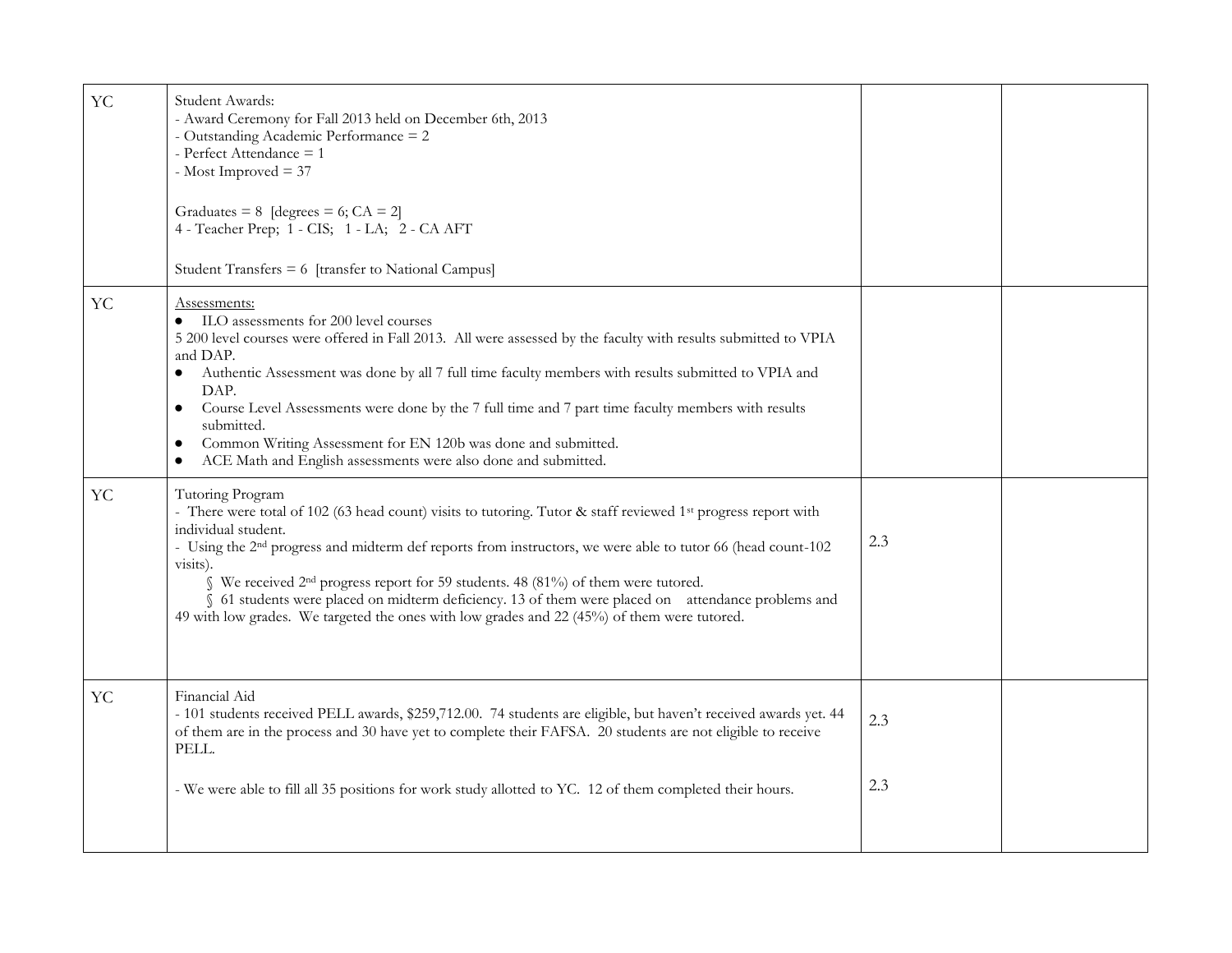| | | | |
|---|---|---|---|
| YC | Student Awards:<br>- Award Ceremony for Fall 2013 held on December 6th, 2013<br>- Outstanding Academic Performance = 2<br>- Perfect Attendance = 1<br>- Most Improved = 37<br><br>Graduates = 8 [degrees = 6; CA = 2]<br>4 - Teacher Prep; 1 - CIS; 1 - LA; 2 - CA AFT<br><br>Student Transfers = 6 [transfer to National Campus] | | |
| YC | <u>Assessments:</u><br>● ILO assessments for 200 level courses<br>5 200 level courses were offered in Fall 2013. All were assessed by the faculty with results submitted to VPIA and DAP.<br>● Authentic Assessment was done by all 7 full time faculty members with results submitted to VPIA and DAP.<br>● Course Level Assessments were done by the 7 full time and 7 part time faculty members with results submitted.<br>● Common Writing Assessment for EN 120b was done and submitted.<br>● ACE Math and English assessments were also done and submitted. | | |
| YC | Tutoring Program<br>- There were total of 102 (63 head count) visits to tutoring. Tutor & staff reviewed 1st progress report with individual student.<br>- Using the 2nd progress and midterm def reports from instructors, we were able to tutor 66 (head count-102 visits).<br>§ We received 2nd progress report for 59 students. 48 (81%) of them were tutored.<br>§ 61 students were placed on midterm deficiency. 13 of them were placed on attendance problems and 49 with low grades. We targeted the ones with low grades and 22 (45%) of them were tutored. | 2.3 | |
| YC | Financial Aid<br>- 101 students received PELL awards, $259,712.00. 74 students are eligible, but haven't received awards yet. 44 of them are in the process and 30 have yet to complete their FAFSA. 20 students are not eligible to receive PELL.<br><br>- We were able to fill all 35 positions for work study allotted to YC. 12 of them completed their hours. | 2.3<br><br>2.3 | |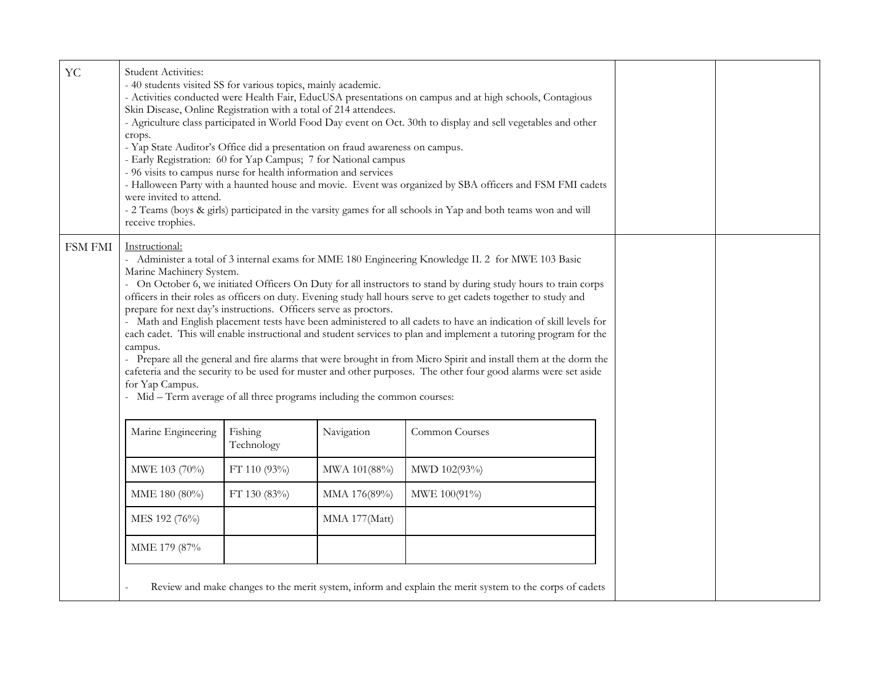| | | | |
|---|---|---|---|
| YC | Student Activities:<br>- 40 students visited SS for various topics, mainly academic.<br>- Activities conducted were Health Fair, EducUSA presentations on campus and at high schools, Contagious Skin Disease, Online Registration with a total of 214 attendees.<br>- Agriculture class participated in World Food Day event on Oct. 30th to display and sell vegetables and other crops.<br>- Yap State Auditor's Office did a presentation on fraud awareness on campus.<br>- Early Registration: 60 for Yap Campus; 7 for National campus<br>- 96 visits to campus nurse for health information and services<br>- Halloween Party with a haunted house and movie. Event was organized by SBA officers and FSM FMI cadets were invited to attend.<br>- 2 Teams (boys & girls) participated in the varsity games for all schools in Yap and both teams won and will receive trophies. | | |
| FSM FMI | Instructional:<br>- Administer a total of 3 internal exams for MME 180 Engineering Knowledge II. 2 for MWE 103 Basic Marine Machinery System.<br>- On October 6, we initiated Officers On Duty for all instructors to stand by during study hours to train corps officers in their roles as officers on duty. Evening study hall hours serve to get cadets together to study and prepare for next day's instructions. Officers serve as proctors.<br>- Math and English placement tests have been administered to all cadets to have an indication of skill levels for each cadet. This will enable instructional and student services to plan and implement a tutoring program for the campus.<br>- Prepare all the general and fire alarms that were brought in from Micro Spirit and install them at the dorm the cafeteria and the security to be used for muster and other purposes. The other four good alarms were set aside for Yap Campus.<br>- Mid – Term average of all three programs including the common courses:<br><br>Marine Engineering: MWE 103 (70%), MME 180 (80%), MES 192 (76%), MME 179 (87%<br>Fishing Technology: FT 110 (93%), FT 130 (83%)<br>Navigation: MWA 101(88%), MMA 176(89%), MMA 177(Matt)<br>Common Courses: MWD 102(93%), MWE 100(91%)<br><br>- Review and make changes to the merit system, inform and explain the merit system to the corps of cadets | | |

| Marine Engineering | Fishing Technology | Navigation | Common Courses |
|---|---|---|---|
| MWE 103 (70%) | FT 110 (93%) | MWA 101(88%) | MWD 102(93%) |
| MME 180 (80%) | FT 130 (83%) | MMA 176(89%) | MWE 100(91%) |
| MES 192 (76%) | | MMA 177(Matt) | |
| MME 179 (87% | | | |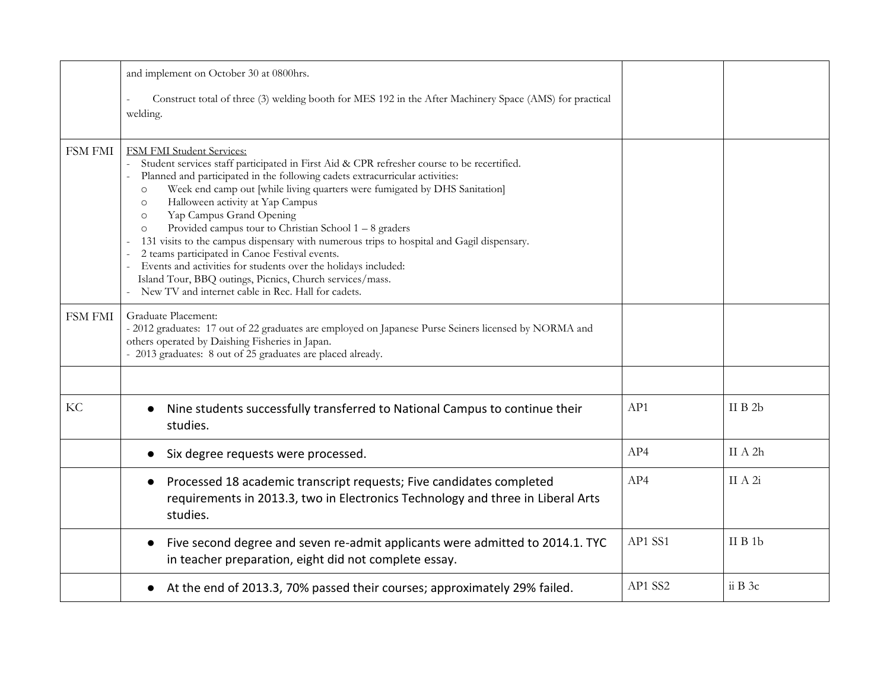| | | | |
|---|---|---|---|
| | and implement on October 30 at 0800hrs.<br><br>- Construct total of three (3) welding booth for MES 192 in the After Machinery Space (AMS) for practical welding. | | |
| FSM FMI | FSM FMI Student Services:<br>- Student services staff participated in First Aid & CPR refresher course to be recertified.<br>- Planned and participated in the following cadets extracurricular activities:<br>o Week end camp out [while living quarters were fumigated by DHS Sanitation]<br>o Halloween activity at Yap Campus<br>o Yap Campus Grand Opening<br>o Provided campus tour to Christian School 1 – 8 graders<br>- 131 visits to the campus dispensary with numerous trips to hospital and Gagil dispensary.<br>- 2 teams participated in Canoe Festival events.<br>- Events and activities for students over the holidays included:<br>Island Tour, BBQ outings, Picnics, Church services/mass.<br>- New TV and internet cable in Rec. Hall for cadets. | | |
| FSM FMI | Graduate Placement:<br>- 2012 graduates: 17 out of 22 graduates are employed on Japanese Purse Seiners licensed by NORMA and others operated by Daishing Fisheries in Japan.<br>- 2013 graduates: 8 out of 25 graduates are placed already. | | |
| | | | |
| KC | • Nine students successfully transferred to National Campus to continue their studies. | AP1 | II B 2b |
| | • Six degree requests were processed. | AP4 | II A 2h |
| | • Processed 18 academic transcript requests; Five candidates completed requirements in 2013.3, two in Electronics Technology and three in Liberal Arts studies. | AP4 | II A 2i |
| | • Five second degree and seven re-admit applicants were admitted to 2014.1. TYC in teacher preparation, eight did not complete essay. | AP1 SS1 | II B 1b |
| | • At the end of 2013.3, 70% passed their courses; approximately 29% failed. | AP1 SS2 | ii B 3c |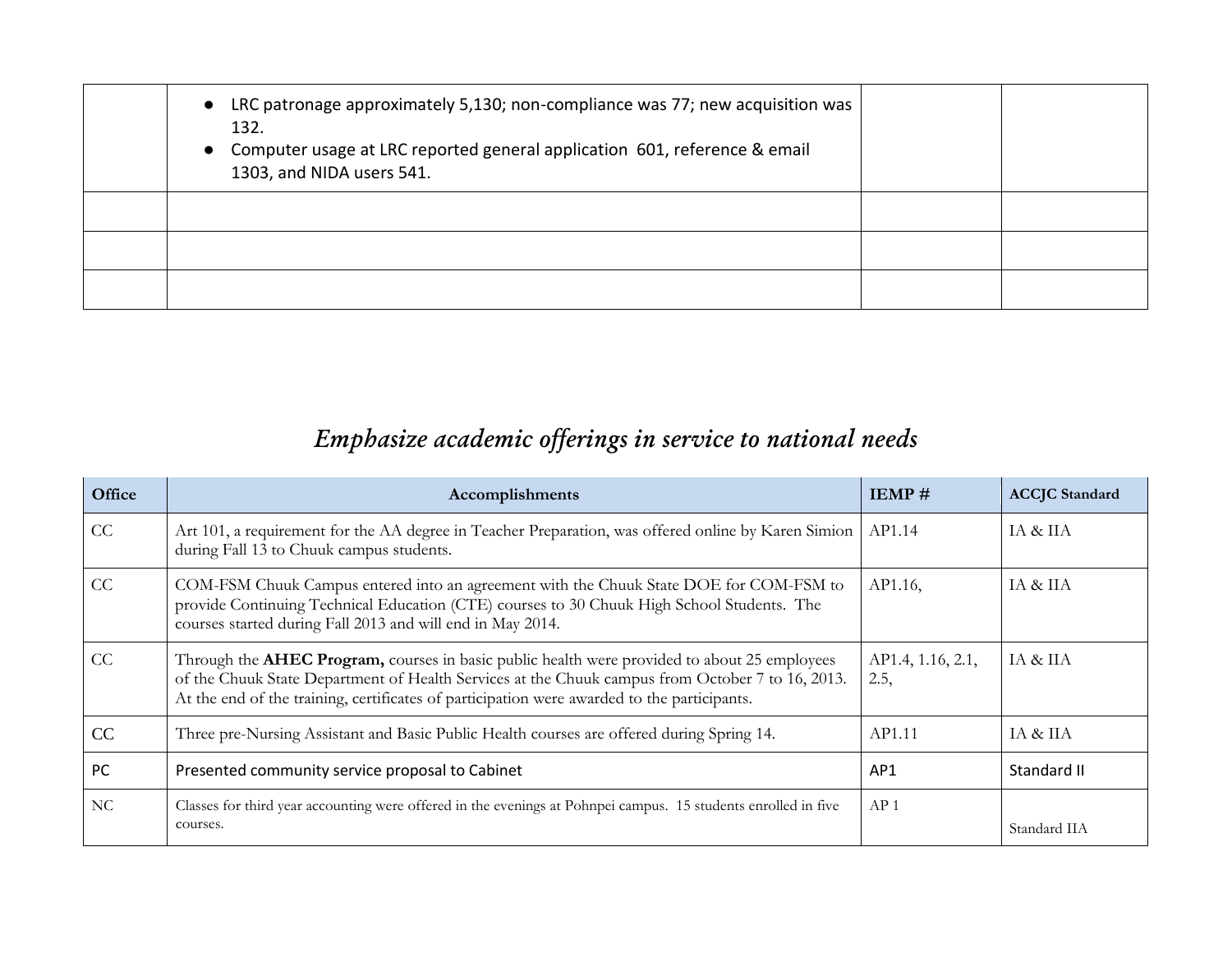| | | | |
|---|---|---|---|
| | ● LRC patronage approximately 5,130; non-compliance was 77; new acquisition was 132.<br>● Computer usage at LRC reported general application 601, reference & email 1303, and NIDA users 541. | | |
| | | | |
| | | | |
| | | | |

## *Emphasize academic offerings in service to national needs*

| Office | Accomplishments | IEMP # | ACCJC Standard |
|---|---|---|---|
| CC | Art 101, a requirement for the AA degree in Teacher Preparation, was offered online by Karen Simion during Fall 13 to Chuuk campus students. | AP1.14 | IA & IIA |
| CC | COM-FSM Chuuk Campus entered into an agreement with the Chuuk State DOE for COM-FSM to provide Continuing Technical Education (CTE) courses to 30 Chuuk High School Students. The courses started during Fall 2013 and will end in May 2014. | AP1.16, | IA & IIA |
| CC | Through the **AHEC Program,** courses in basic public health were provided to about 25 employees of the Chuuk State Department of Health Services at the Chuuk campus from October 7 to 16, 2013. At the end of the training, certificates of participation were awarded to the participants. | AP1.4, 1.16, 2.1, 2.5, | IA & IIA |
| CC | Three pre-Nursing Assistant and Basic Public Health courses are offered during Spring 14. | AP1.11 | IA & IIA |
| PC | Presented community service proposal to Cabinet | AP1 | Standard II |
| NC | Classes for third year accounting were offered in the evenings at Pohnpei campus. 15 students enrolled in five courses. | AP 1 | Standard IIA |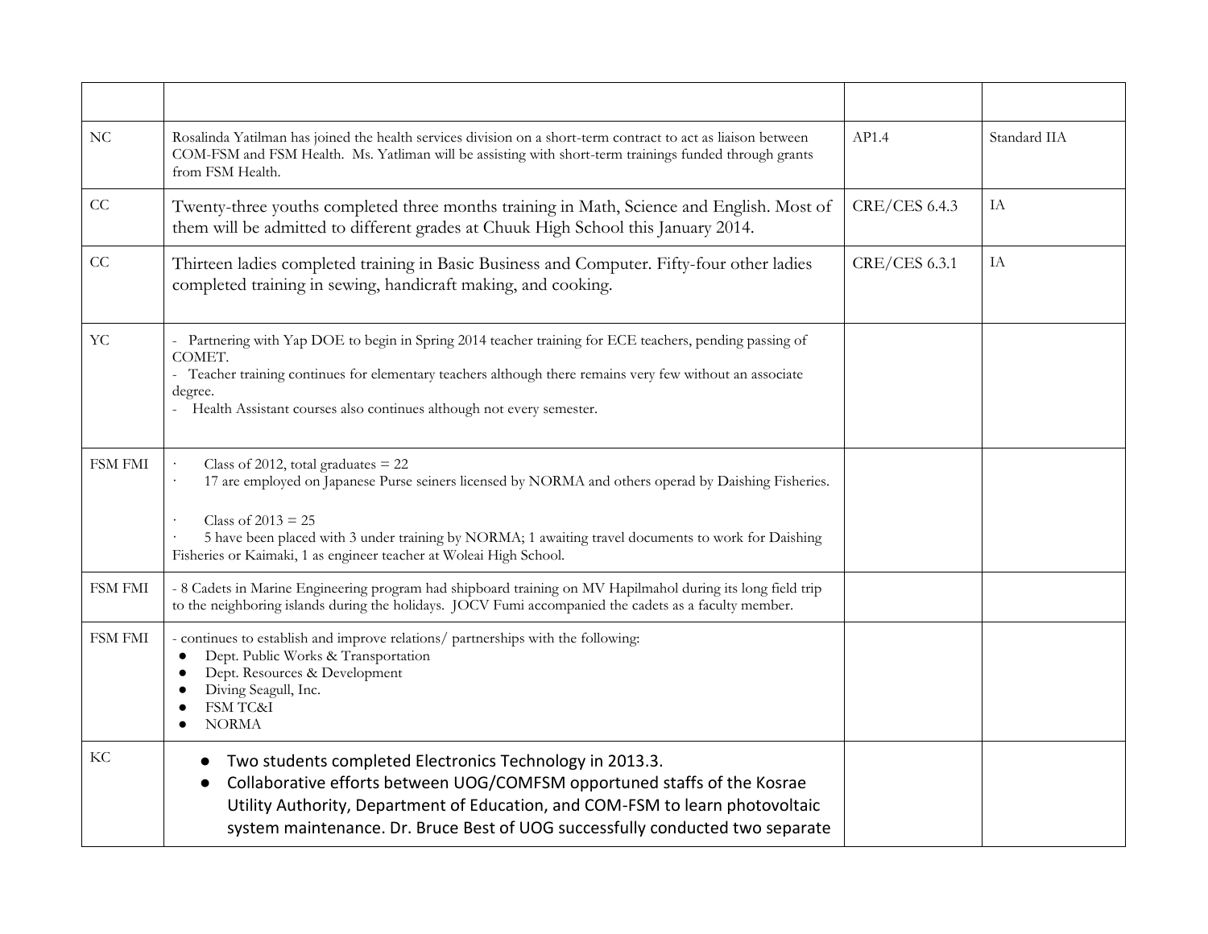| | | | |
|---|---|---|---|
| NC | Rosalinda Yatilman has joined the health services division on a short-term contract to act as liaison between COM-FSM and FSM Health. Ms. Yatliman will be assisting with short-term trainings funded through grants from FSM Health. | AP1.4 | Standard IIA |
| CC | Twenty-three youths completed three months training in Math, Science and English. Most of them will be admitted to different grades at Chuuk High School this January 2014. | CRE/CES 6.4.3 | IA |
| CC | Thirteen ladies completed training in Basic Business and Computer. Fifty-four other ladies completed training in sewing, handicraft making, and cooking. | CRE/CES 6.3.1 | IA |
| YC | - Partnering with Yap DOE to begin in Spring 2014 teacher training for ECE teachers, pending passing of COMET.<br>- Teacher training continues for elementary teachers although there remains very few without an associate degree.<br>- Health Assistant courses also continues although not every semester. | | |
| FSM FMI | · Class of 2012, total graduates = 22<br>· 17 are employed on Japanese Purse seiners licensed by NORMA and others operad by Daishing Fisheries.<br><br>· Class of 2013 = 25<br>· 5 have been placed with 3 under training by NORMA; 1 awaiting travel documents to work for Daishing Fisheries or Kaimaki, 1 as engineer teacher at Woleai High School. | | |
| FSM FMI | - 8 Cadets in Marine Engineering program had shipboard training on MV Hapilmahol during its long field trip to the neighboring islands during the holidays. JOCV Fumi accompanied the cadets as a faculty member. | | |
| FSM FMI | - continues to establish and improve relations/ partnerships with the following:<br>● Dept. Public Works & Transportation<br>● Dept. Resources & Development<br>● Diving Seagull, Inc.<br>● FSM TC&I<br>● NORMA | | |
| KC | ● Two students completed Electronics Technology in 2013.3.<br>● Collaborative efforts between UOG/COMFSM opportuned staffs of the Kosrae Utility Authority, Department of Education, and COM-FSM to learn photovoltaic system maintenance. Dr. Bruce Best of UOG successfully conducted two separate | | |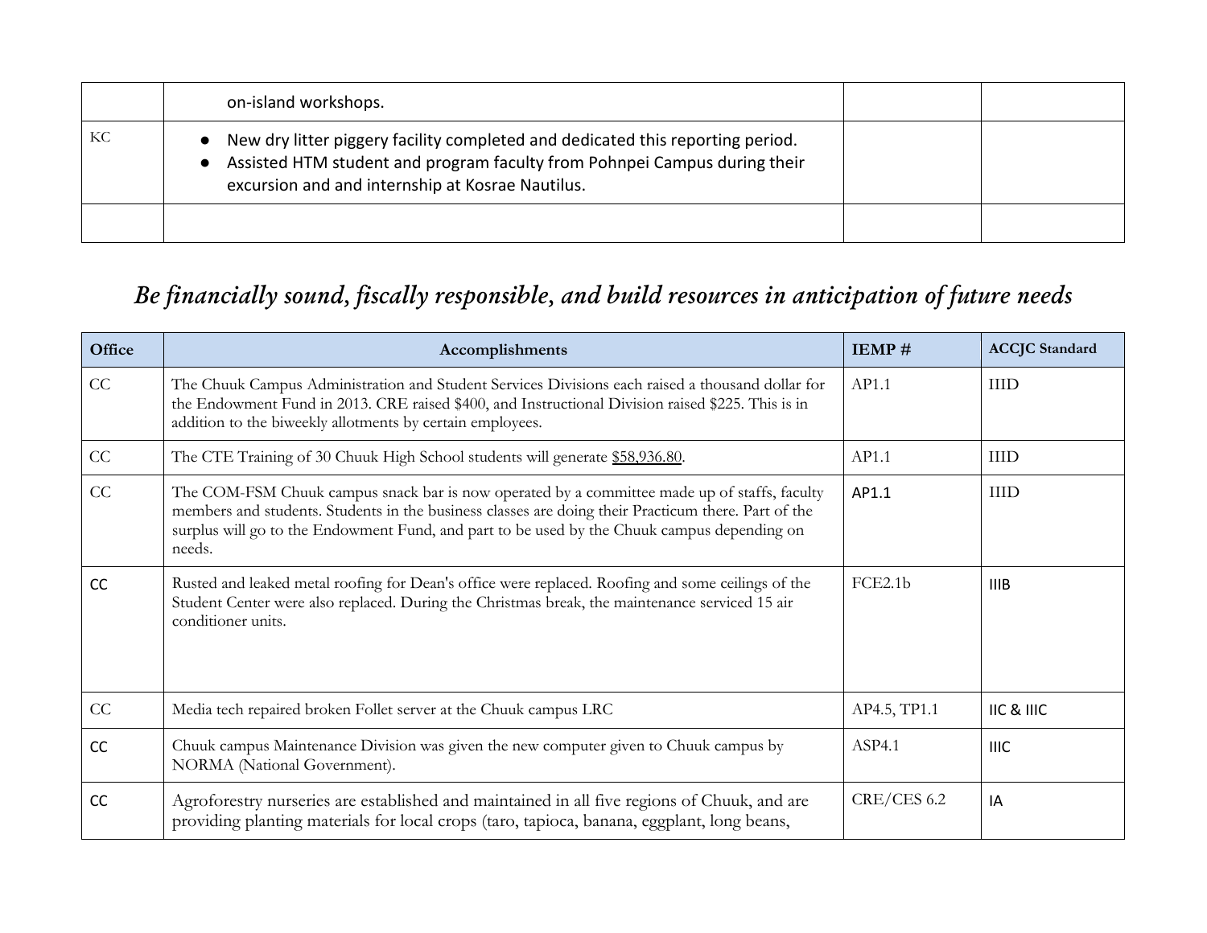| | | | |
|---|---|---|---|
| | on-island workshops. | | |
| KC | • New dry litter piggery facility completed and dedicated this reporting period.<br>• Assisted HTM student and program faculty from Pohnpei Campus during their excursion and and internship at Kosrae Nautilus. | | |
| | | | |

## *Be financially sound, fiscally responsible, and build resources in anticipation of future needs*

| Office | Accomplishments | IEMP # | ACCJC Standard |
|---|---|---|---|
| CC | The Chuuk Campus Administration and Student Services Divisions each raised a thousand dollar for the Endowment Fund in 2013. CRE raised $400, and Instructional Division raised $225. This is in addition to the biweekly allotments by certain employees. | AP1.1 | IIID |
| CC | The CTE Training of 30 Chuuk High School students will generate $58,936.80. | AP1.1 | IIID |
| CC | The COM-FSM Chuuk campus snack bar is now operated by a committee made up of staffs, faculty members and students. Students in the business classes are doing their Practicum there. Part of the surplus will go to the Endowment Fund, and part to be used by the Chuuk campus depending on needs. | AP1.1 | IIID |
| CC | Rusted and leaked metal roofing for Dean's office were replaced. Roofing and some ceilings of the Student Center were also replaced. During the Christmas break, the maintenance serviced 15 air conditioner units. | FCE2.1b | IIIB |
| CC | Media tech repaired broken Follet server at the Chuuk campus LRC | AP4.5, TP1.1 | IIC & IIIC |
| CC | Chuuk campus Maintenance Division was given the new computer given to Chuuk campus by NORMA (National Government). | ASP4.1 | IIIC |
| CC | Agroforestry nurseries are established and maintained in all five regions of Chuuk, and are providing planting materials for local crops (taro, tapioca, banana, eggplant, long beans, | CRE/CES 6.2 | IA |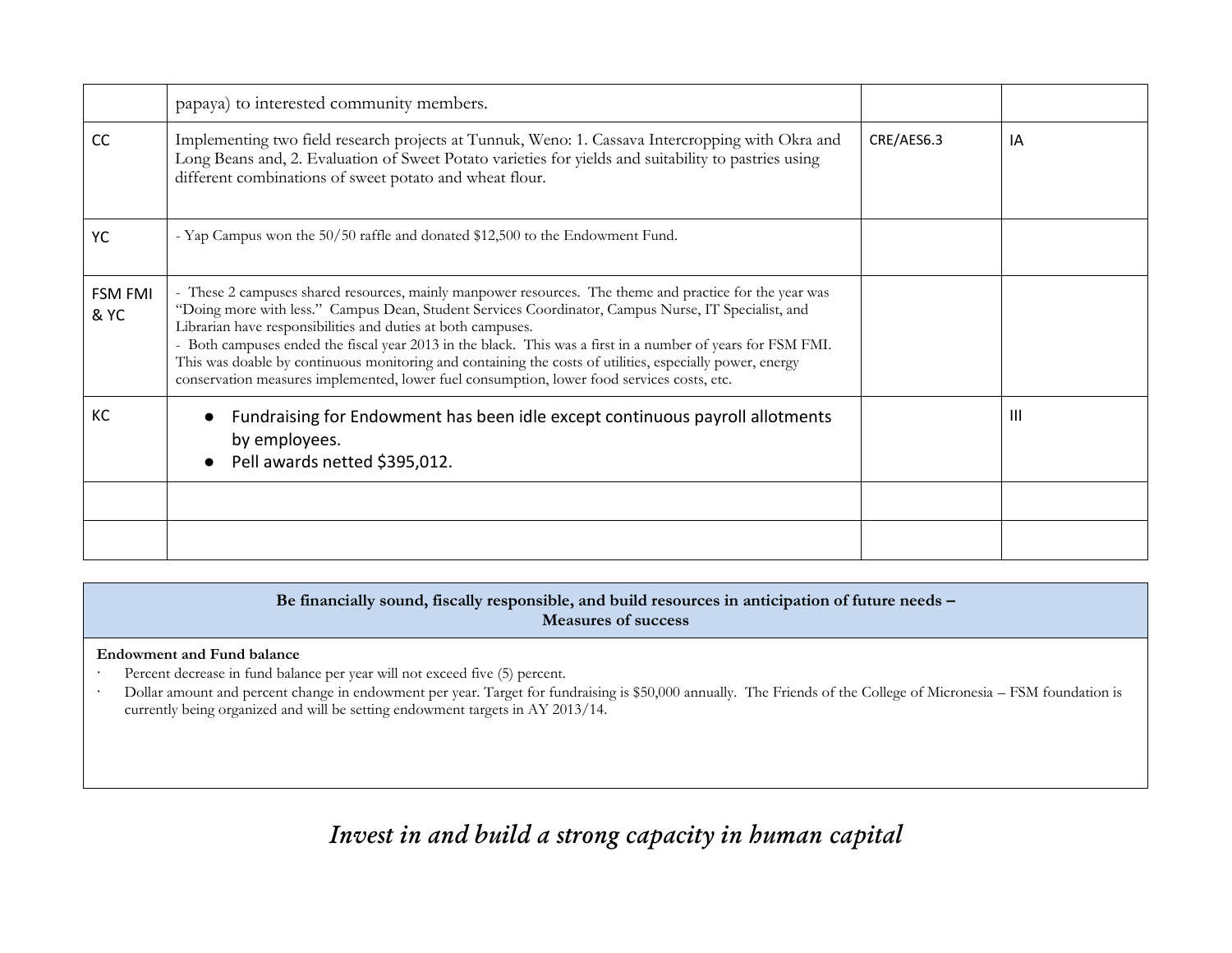| | | | |
|---|---|---|---|
| | papaya) to interested community members. | | |
| CC | Implementing two field research projects at Tunnuk, Weno: 1. Cassava Intercropping with Okra and Long Beans and, 2. Evaluation of Sweet Potato varieties for yields and suitability to pastries using different combinations of sweet potato and wheat flour. | CRE/AES6.3 | IA |
| YC | - Yap Campus won the 50/50 raffle and donated $12,500 to the Endowment Fund. | | |
| FSM FMI & YC | - These 2 campuses shared resources, mainly manpower resources. The theme and practice for the year was "Doing more with less." Campus Dean, Student Services Coordinator, Campus Nurse, IT Specialist, and Librarian have responsibilities and duties at both campuses.<br>- Both campuses ended the fiscal year 2013 in the black. This was a first in a number of years for FSM FMI. This was doable by continuous monitoring and containing the costs of utilities, especially power, energy conservation measures implemented, lower fuel consumption, lower food services costs, etc. | | |
| KC | • Fundraising for Endowment has been idle except continuous payroll allotments by employees.<br>• Pell awards netted $395,012. | | III |
| | | | |
| | | | |

**Be financially sound, fiscally responsible, and build resources in anticipation of future needs – Measures of success**

**Endowment and Fund balance**

- Percent decrease in fund balance per year will not exceed five (5) percent.
- Dollar amount and percent change in endowment per year. Target for fundraising is $50,000 annually. The Friends of the College of Micronesia – FSM foundation is currently being organized and will be setting endowment targets in AY 2013/14.

# *Invest in and build a strong capacity in human capital*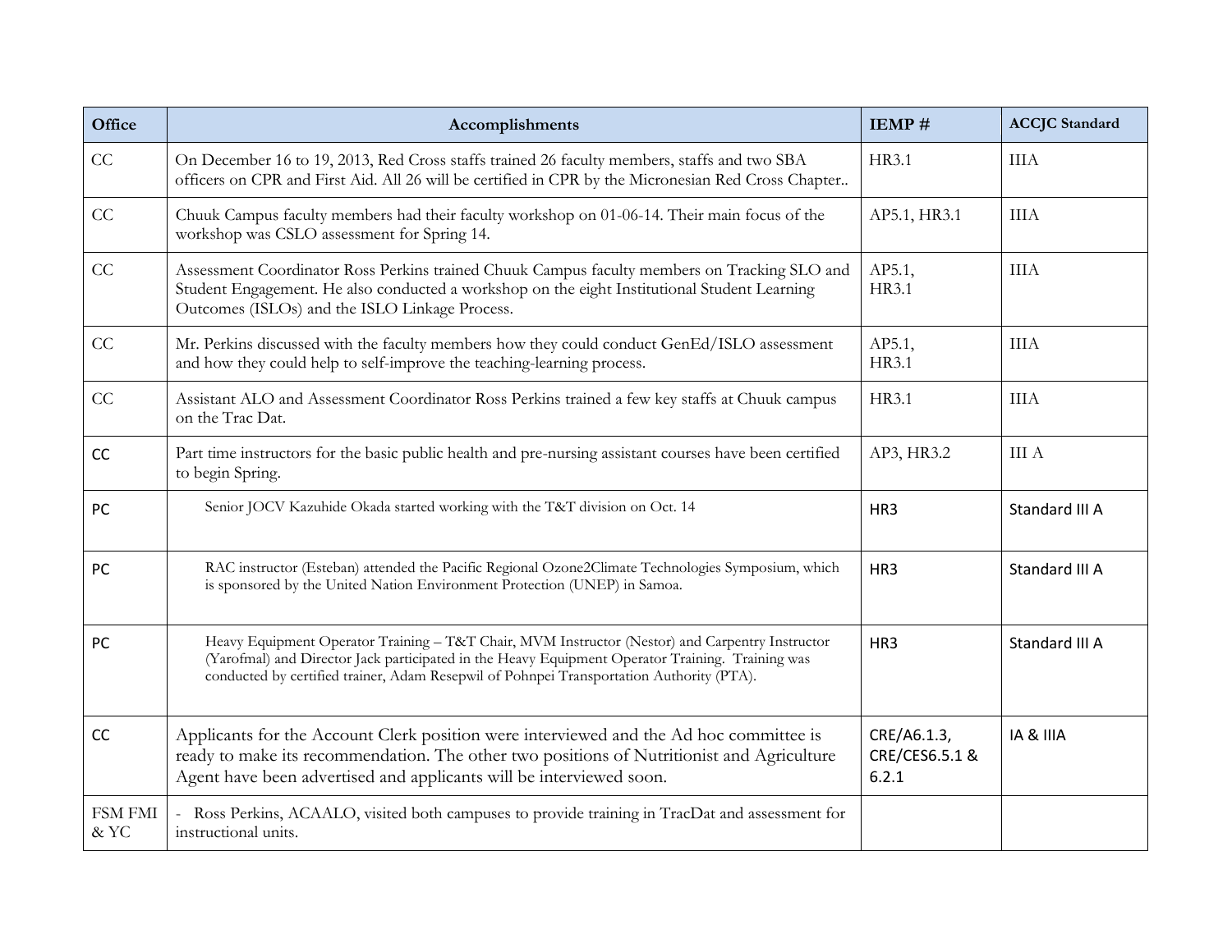| Office | Accomplishments | IEMP # | ACCJC Standard |
|---|---|---|---|
| CC | On December 16 to 19, 2013, Red Cross staffs trained 26 faculty members, staffs and two SBA officers on CPR and First Aid. All 26 will be certified in CPR by the Micronesian Red Cross Chapter.. | HR3.1 | IIIA |
| CC | Chuuk Campus faculty members had their faculty workshop on 01-06-14. Their main focus of the workshop was CSLO assessment for Spring 14. | AP5.1, HR3.1 | IIIA |
| CC | Assessment Coordinator Ross Perkins trained Chuuk Campus faculty members on Tracking SLO and Student Engagement. He also conducted a workshop on the eight Institutional Student Learning Outcomes (ISLOs) and the ISLO Linkage Process. | AP5.1, HR3.1 | IIIA |
| CC | Mr. Perkins discussed with the faculty members how they could conduct GenEd/ISLO assessment and how they could help to self-improve the teaching-learning process. | AP5.1, HR3.1 | IIIA |
| CC | Assistant ALO and Assessment Coordinator Ross Perkins trained a few key staffs at Chuuk campus on the Trac Dat. | HR3.1 | IIIA |
| CC | Part time instructors for the basic public health and pre-nursing assistant courses have been certified to begin Spring. | AP3, HR3.2 | III A |
| PC | Senior JOCV Kazuhide Okada started working with the T&T division on Oct. 14 | HR3 | Standard III A |
| PC | RAC instructor (Esteban) attended the Pacific Regional Ozone2Climate Technologies Symposium, which is sponsored by the United Nation Environment Protection (UNEP) in Samoa. | HR3 | Standard III A |
| PC | Heavy Equipment Operator Training – T&T Chair, MVM Instructor (Nestor) and Carpentry Instructor (Yarofmal) and Director Jack participated in the Heavy Equipment Operator Training. Training was conducted by certified trainer, Adam Resepwil of Pohnpei Transportation Authority (PTA). | HR3 | Standard III A |
| CC | Applicants for the Account Clerk position were interviewed and the Ad hoc committee is ready to make its recommendation. The other two positions of Nutritionist and Agriculture Agent have been advertised and applicants will be interviewed soon. | CRE/A6.1.3, CRE/CES6.5.1 & 6.2.1 | IA & IIIA |
| FSM FMI & YC | - Ross Perkins, ACAALO, visited both campuses to provide training in TracDat and assessment for instructional units. | | |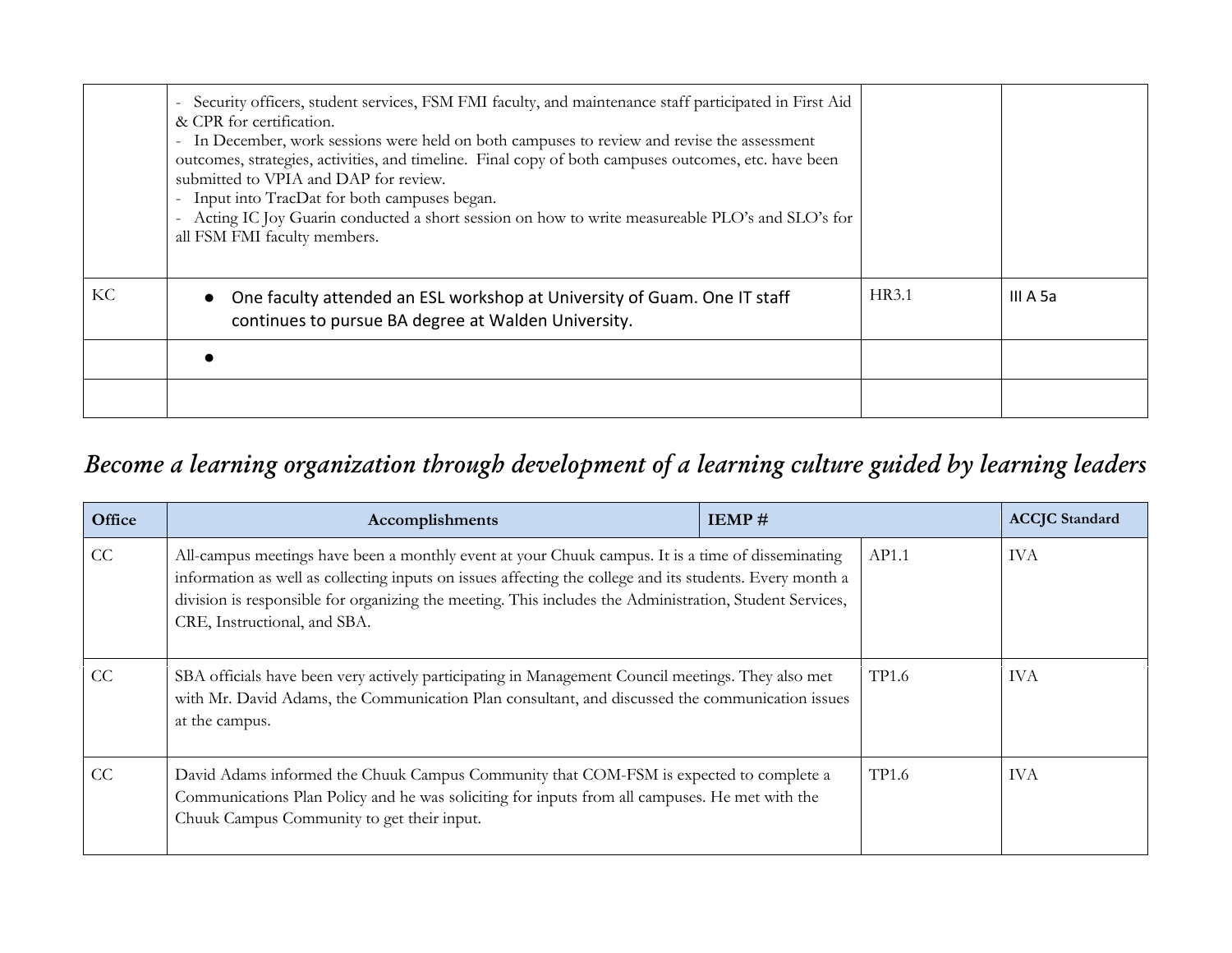| | | | |
|---|---|---|---|
| | - Security officers, student services, FSM FMI faculty, and maintenance staff participated in First Aid & CPR for certification.<br>- In December, work sessions were held on both campuses to review and revise the assessment outcomes, strategies, activities, and timeline. Final copy of both campuses outcomes, etc. have been submitted to VPIA and DAP for review.<br>- Input into TracDat for both campuses began.<br>- Acting IC Joy Guarin conducted a short session on how to write measureable PLO's and SLO's for all FSM FMI faculty members. | | |
| KC | ● One faculty attended an ESL workshop at University of Guam. One IT staff continues to pursue BA degree at Walden University. | HR3.1 | III A 5a |
| | ● | | |
| | | | |

## *Become a learning organization through development of a learning culture guided by learning leaders*

| Office | Accomplishments | IEMP # | ACCJC Standard |
|---|---|---|---|
| CC | All-campus meetings have been a monthly event at your Chuuk campus. It is a time of disseminating information as well as collecting inputs on issues affecting the college and its students. Every month a division is responsible for organizing the meeting. This includes the Administration, Student Services, CRE, Instructional, and SBA. | AP1.1 | IVA |
| CC | SBA officials have been very actively participating in Management Council meetings. They also met with Mr. David Adams, the Communication Plan consultant, and discussed the communication issues at the campus. | TP1.6 | IVA |
| CC | David Adams informed the Chuuk Campus Community that COM-FSM is expected to complete a Communications Plan Policy and he was soliciting for inputs from all campuses. He met with the Chuuk Campus Community to get their input. | TP1.6 | IVA |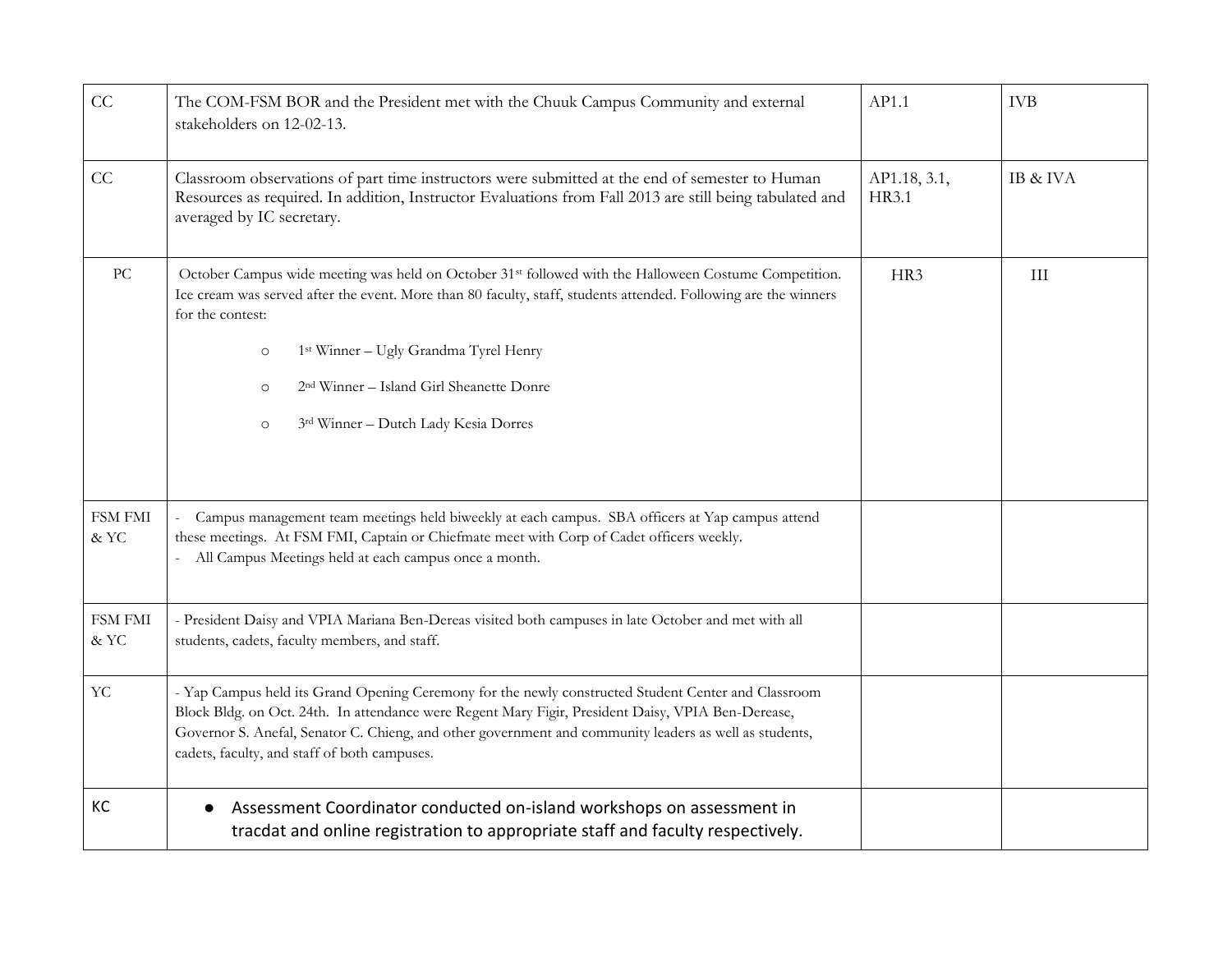| | | | |
|---|---|---|---|
| CC | The COM-FSM BOR and the President met with the Chuuk Campus Community and external stakeholders on 12-02-13. | AP1.1 | IVB |
| CC | Classroom observations of part time instructors were submitted at the end of semester to Human Resources as required. In addition, Instructor Evaluations from Fall 2013 are still being tabulated and averaged by IC secretary. | AP1.18, 3.1, HR3.1 | IB & IVA |
| PC | October Campus wide meeting was held on October 31st followed with the Halloween Costume Competition. Ice cream was served after the event. More than 80 faculty, staff, students attended. Following are the winners for the contest:<br>○ 1st Winner – Ugly Grandma Tyrel Henry<br>○ 2nd Winner – Island Girl Sheanette Donre<br>○ 3rd Winner – Dutch Lady Kesia Dorres | HR3 | III |
| FSM FMI & YC | - Campus management team meetings held biweekly at each campus. SBA officers at Yap campus attend these meetings. At FSM FMI, Captain or Chiefmate meet with Corp of Cadet officers weekly.<br>- All Campus Meetings held at each campus once a month. | | |
| FSM FMI & YC | - President Daisy and VPIA Mariana Ben-Dereas visited both campuses in late October and met with all students, cadets, faculty members, and staff. | | |
| YC | - Yap Campus held its Grand Opening Ceremony for the newly constructed Student Center and Classroom Block Bldg. on Oct. 24th. In attendance were Regent Mary Figir, President Daisy, VPIA Ben-Derease, Governor S. Anefal, Senator C. Chieng, and other government and community leaders as well as students, cadets, faculty, and staff of both campuses. | | |
| KC | ● Assessment Coordinator conducted on-island workshops on assessment in tracdat and online registration to appropriate staff and faculty respectively. | | |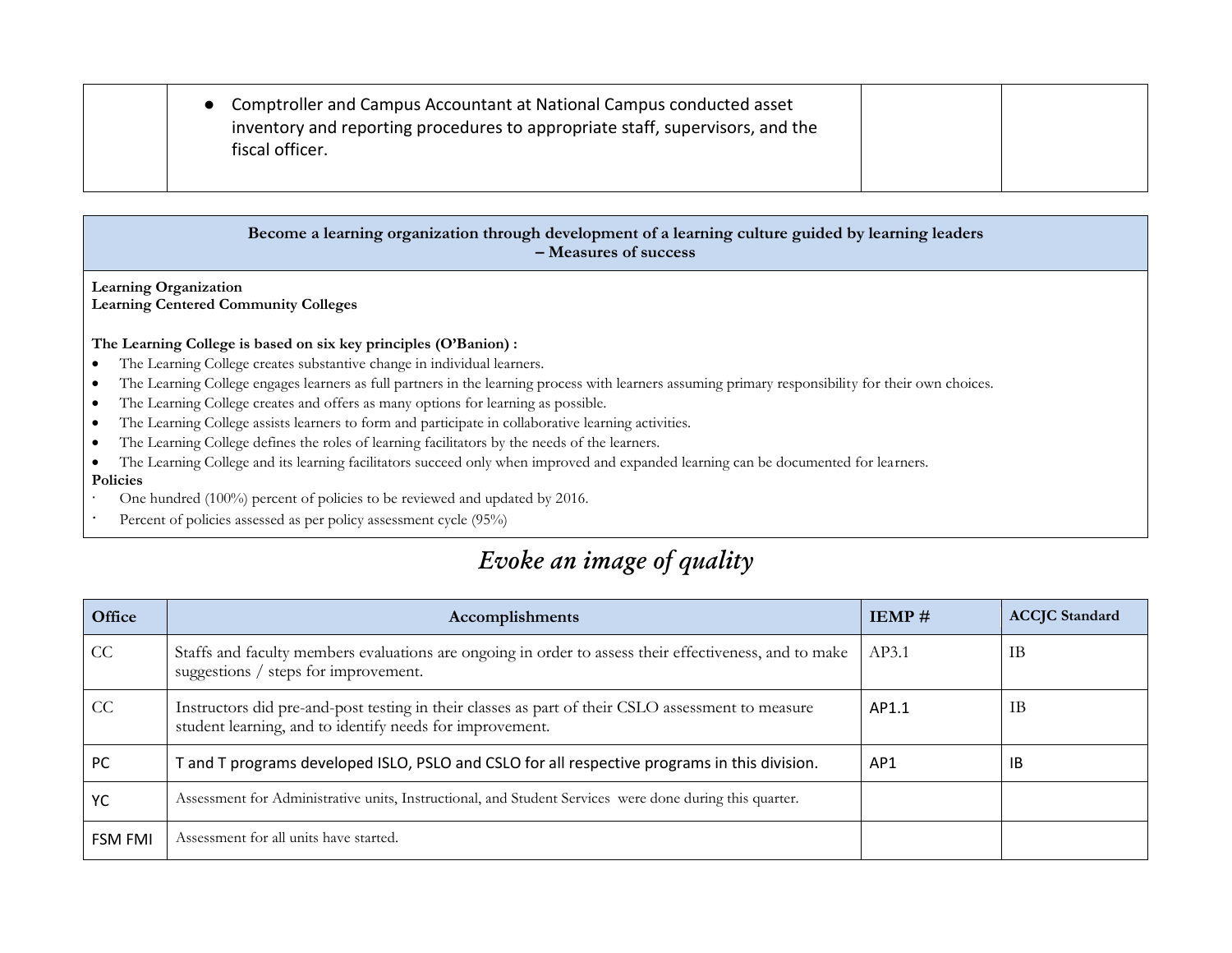| | | | |
|---|---|---|---|
| | ● Comptroller and Campus Accountant at National Campus conducted asset inventory and reporting procedures to appropriate staff, supervisors, and the fiscal officer. | | |

**Become a learning organization through development of a learning culture guided by learning leaders – Measures of success**

**Learning Organization**
**Learning Centered Community Colleges**

**The Learning College is based on six key principles (O'Banion) :**

- The Learning College creates substantive change in individual learners.
- The Learning College engages learners as full partners in the learning process with learners assuming primary responsibility for their own choices.
- The Learning College creates and offers as many options for learning as possible.
- The Learning College assists learners to form and participate in collaborative learning activities.
- The Learning College defines the roles of learning facilitators by the needs of the learners.
- The Learning College and its learning facilitators succeed only when improved and expanded learning can be documented for learners.

**Policies**

- One hundred (100%) percent of policies to be reviewed and updated by 2016.
- Percent of policies assessed as per policy assessment cycle (95%)

# *Evoke an image of quality*

| Office | Accomplishments | IEMP # | ACCJC Standard |
|---|---|---|---|
| CC | Staffs and faculty members evaluations are ongoing in order to assess their effectiveness, and to make suggestions / steps for improvement. | AP3.1 | IB |
| CC | Instructors did pre-and-post testing in their classes as part of their CSLO assessment to measure student learning, and to identify needs for improvement. | AP1.1 | IB |
| PC | T and T programs developed ISLO, PSLO and CSLO for all respective programs in this division. | AP1 | IB |
| YC | Assessment for Administrative units, Instructional, and Student Services were done during this quarter. | | |
| FSM FMI | Assessment for all units have started. | | |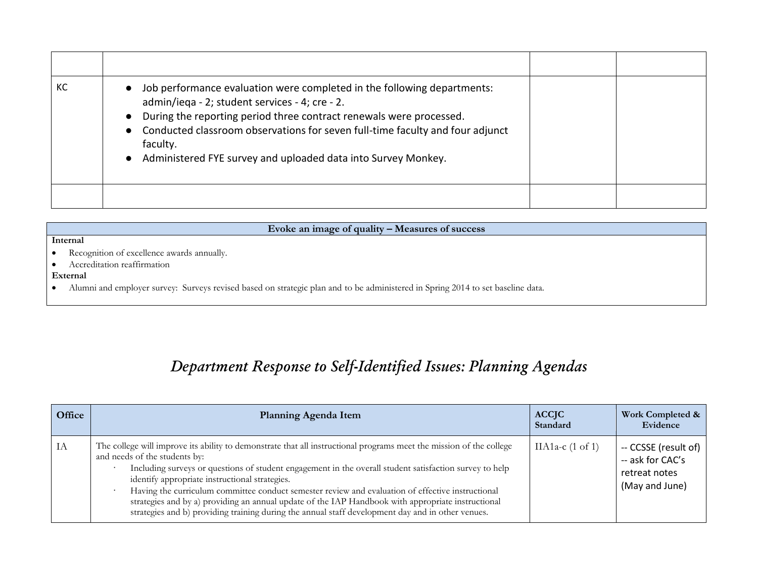| | | | |
|---|---|---|---|
| | | | |
| KC | • Job performance evaluation were completed in the following departments: admin/ieqa - 2; student services - 4; cre - 2.<br>• During the reporting period three contract renewals were processed.<br>• Conducted classroom observations for seven full-time faculty and four adjunct faculty.<br>• Administered FYE survey and uploaded data into Survey Monkey. | | |
| | | | |

| Evoke an image of quality – Measures of success |
|---|
| **Internal**<br>• Recognition of excellence awards annually.<br>• Accreditation reaffirmation<br>**External**<br>• Alumni and employer survey: Surveys revised based on strategic plan and to be administered in Spring 2014 to set baseline data. |

# *Department Response to Self-Identified Issues: Planning Agendas*

| Office | Planning Agenda Item | ACCJC Standard | Work Completed & Evidence |
|---|---|---|---|
| IA | The college will improve its ability to demonstrate that all instructional programs meet the mission of the college and needs of the students by:<br>· Including surveys or questions of student engagement in the overall student satisfaction survey to help identify appropriate instructional strategies.<br>· Having the curriculum committee conduct semester review and evaluation of effective instructional strategies and by a) providing an annual update of the IAP Handbook with appropriate instructional strategies and b) providing training during the annual staff development day and in other venues. | IIA1a-c (1 of 1) | -- CCSSE (result of)<br>-- ask for CAC's retreat notes (May and June) |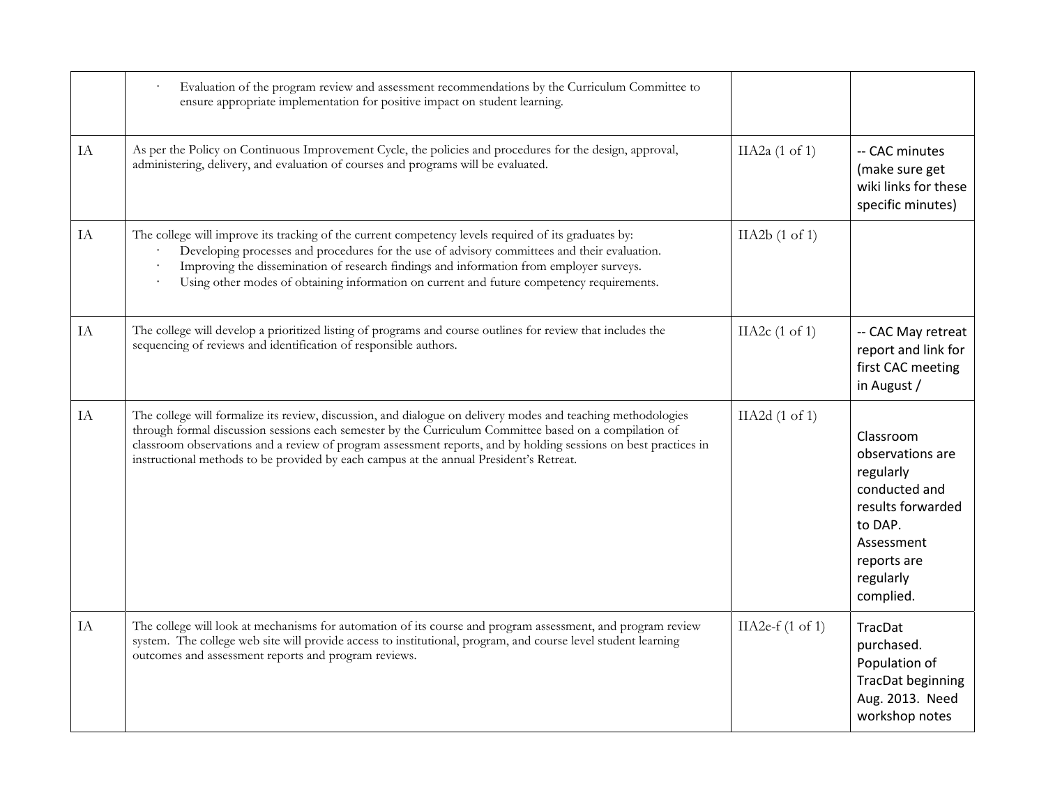| | | | |
|---|---|---|---|
| | · Evaluation of the program review and assessment recommendations by the Curriculum Committee to ensure appropriate implementation for positive impact on student learning. | | |
| IA | As per the Policy on Continuous Improvement Cycle, the policies and procedures for the design, approval, administering, delivery, and evaluation of courses and programs will be evaluated. | IIA2a (1 of 1) | -- CAC minutes (make sure get wiki links for these specific minutes) |
| IA | The college will improve its tracking of the current competency levels required of its graduates by:<br>· Developing processes and procedures for the use of advisory committees and their evaluation.<br>· Improving the dissemination of research findings and information from employer surveys.<br>· Using other modes of obtaining information on current and future competency requirements. | IIA2b (1 of 1) | |
| IA | The college will develop a prioritized listing of programs and course outlines for review that includes the sequencing of reviews and identification of responsible authors. | IIA2c (1 of 1) | -- CAC May retreat report and link for first CAC meeting in August / |
| IA | The college will formalize its review, discussion, and dialogue on delivery modes and teaching methodologies through formal discussion sessions each semester by the Curriculum Committee based on a compilation of classroom observations and a review of program assessment reports, and by holding sessions on best practices in instructional methods to be provided by each campus at the annual President's Retreat. | IIA2d (1 of 1) | Classroom observations are regularly conducted and results forwarded to DAP. Assessment reports are regularly complied. |
| IA | The college will look at mechanisms for automation of its course and program assessment, and program review system. The college web site will provide access to institutional, program, and course level student learning outcomes and assessment reports and program reviews. | IIA2e-f (1 of 1) | TracDat purchased. Population of TracDat beginning Aug. 2013. Need workshop notes |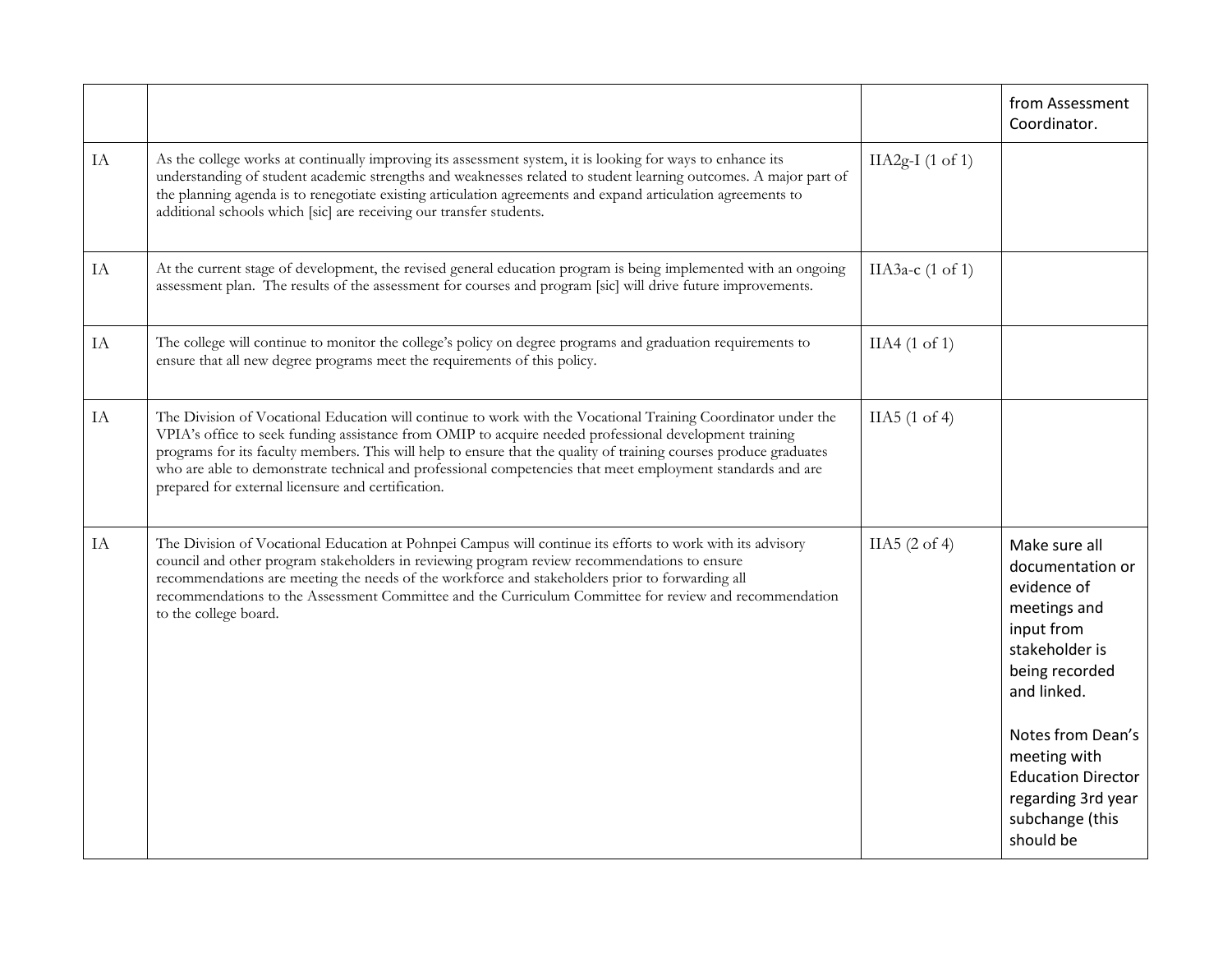| | | | |
|---|---|---|---|
| | | | from Assessment Coordinator. |
| IA | As the college works at continually improving its assessment system, it is looking for ways to enhance its understanding of student academic strengths and weaknesses related to student learning outcomes. A major part of the planning agenda is to renegotiate existing articulation agreements and expand articulation agreements to additional schools which [sic] are receiving our transfer students. | IIA2g-I (1 of 1) | |
| IA | At the current stage of development, the revised general education program is being implemented with an ongoing assessment plan. The results of the assessment for courses and program [sic] will drive future improvements. | IIA3a-c (1 of 1) | |
| IA | The college will continue to monitor the college's policy on degree programs and graduation requirements to ensure that all new degree programs meet the requirements of this policy. | IIA4 (1 of 1) | |
| IA | The Division of Vocational Education will continue to work with the Vocational Training Coordinator under the VPIA's office to seek funding assistance from OMIP to acquire needed professional development training programs for its faculty members. This will help to ensure that the quality of training courses produce graduates who are able to demonstrate technical and professional competencies that meet employment standards and are prepared for external licensure and certification. | IIA5 (1 of 4) | |
| IA | The Division of Vocational Education at Pohnpei Campus will continue its efforts to work with its advisory council and other program stakeholders in reviewing program review recommendations to ensure recommendations are meeting the needs of the workforce and stakeholders prior to forwarding all recommendations to the Assessment Committee and the Curriculum Committee for review and recommendation to the college board. | IIA5 (2 of 4) | Make sure all documentation or evidence of meetings and input from stakeholder is being recorded and linked.<br><br>Notes from Dean's meeting with Education Director regarding 3rd year subchange (this should be |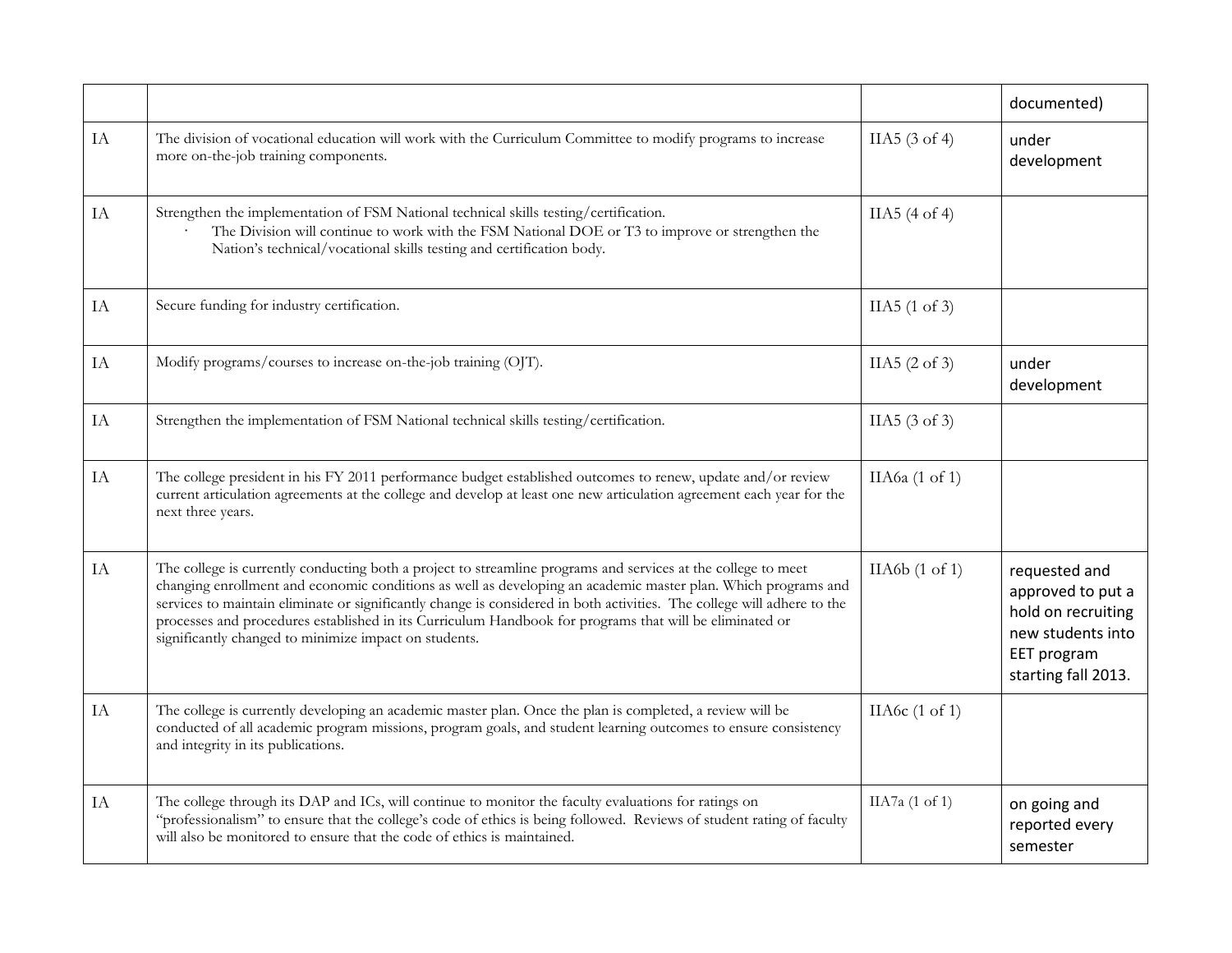| | | | |
|---|---|---|---|
| | | | documented) |
| IA | The division of vocational education will work with the Curriculum Committee to modify programs to increase more on-the-job training components. | IIA5 (3 of 4) | under development |
| IA | Strengthen the implementation of FSM National technical skills testing/certification.<br>· The Division will continue to work with the FSM National DOE or T3 to improve or strengthen the Nation's technical/vocational skills testing and certification body. | IIA5 (4 of 4) | |
| IA | Secure funding for industry certification. | IIA5 (1 of 3) | |
| IA | Modify programs/courses to increase on-the-job training (OJT). | IIA5 (2 of 3) | under development |
| IA | Strengthen the implementation of FSM National technical skills testing/certification. | IIA5 (3 of 3) | |
| IA | The college president in his FY 2011 performance budget established outcomes to renew, update and/or review current articulation agreements at the college and develop at least one new articulation agreement each year for the next three years. | IIA6a (1 of 1) | |
| IA | The college is currently conducting both a project to streamline programs and services at the college to meet changing enrollment and economic conditions as well as developing an academic master plan. Which programs and services to maintain eliminate or significantly change is considered in both activities. The college will adhere to the processes and procedures established in its Curriculum Handbook for programs that will be eliminated or significantly changed to minimize impact on students. | IIA6b (1 of 1) | requested and approved to put a hold on recruiting new students into EET program starting fall 2013. |
| IA | The college is currently developing an academic master plan. Once the plan is completed, a review will be conducted of all academic program missions, program goals, and student learning outcomes to ensure consistency and integrity in its publications. | IIA6c (1 of 1) | |
| IA | The college through its DAP and ICs, will continue to monitor the faculty evaluations for ratings on "professionalism" to ensure that the college's code of ethics is being followed. Reviews of student rating of faculty will also be monitored to ensure that the code of ethics is maintained. | IIA7a (1 of 1) | on going and reported every semester |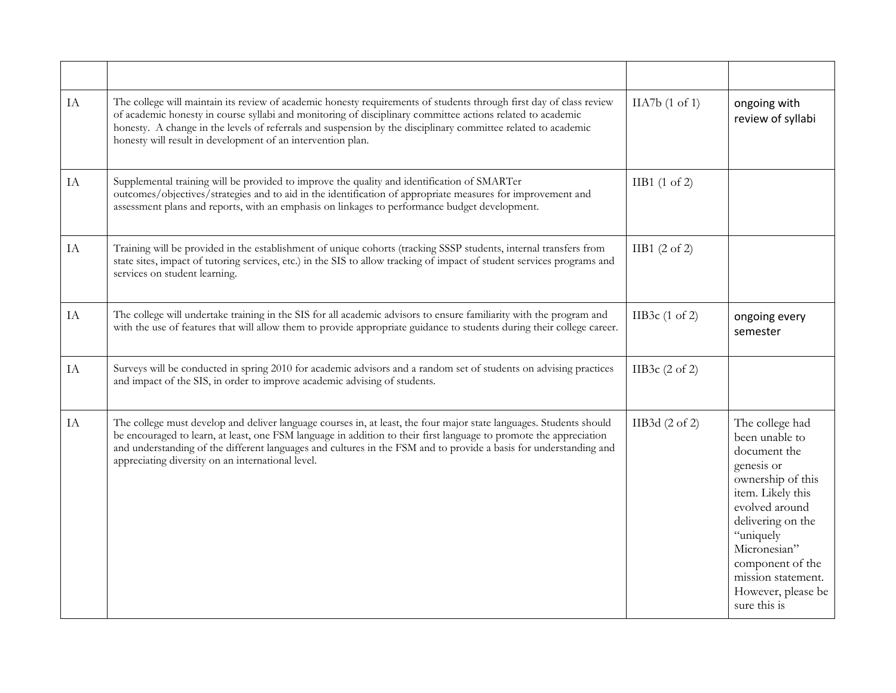| | | | |
|---|---|---|---|
| IA | The college will maintain its review of academic honesty requirements of students through first day of class review of academic honesty in course syllabi and monitoring of disciplinary committee actions related to academic honesty. A change in the levels of referrals and suspension by the disciplinary committee related to academic honesty will result in development of an intervention plan. | IIA7b (1 of 1) | ongoing with review of syllabi |
| IA | Supplemental training will be provided to improve the quality and identification of SMARTer outcomes/objectives/strategies and to aid in the identification of appropriate measures for improvement and assessment plans and reports, with an emphasis on linkages to performance budget development. | IIB1 (1 of 2) | |
| IA | Training will be provided in the establishment of unique cohorts (tracking SSSP students, internal transfers from state sites, impact of tutoring services, etc.) in the SIS to allow tracking of impact of student services programs and services on student learning. | IIB1 (2 of 2) | |
| IA | The college will undertake training in the SIS for all academic advisors to ensure familiarity with the program and with the use of features that will allow them to provide appropriate guidance to students during their college career. | IIB3c (1 of 2) | ongoing every semester |
| IA | Surveys will be conducted in spring 2010 for academic advisors and a random set of students on advising practices and impact of the SIS, in order to improve academic advising of students. | IIB3c (2 of 2) | |
| IA | The college must develop and deliver language courses in, at least, the four major state languages. Students should be encouraged to learn, at least, one FSM language in addition to their first language to promote the appreciation and understanding of the different languages and cultures in the FSM and to provide a basis for understanding and appreciating diversity on an international level. | IIB3d (2 of 2) | The college had been unable to document the genesis or ownership of this item. Likely this evolved around delivering on the "uniquely Micronesian" component of the mission statement. However, please be sure this is |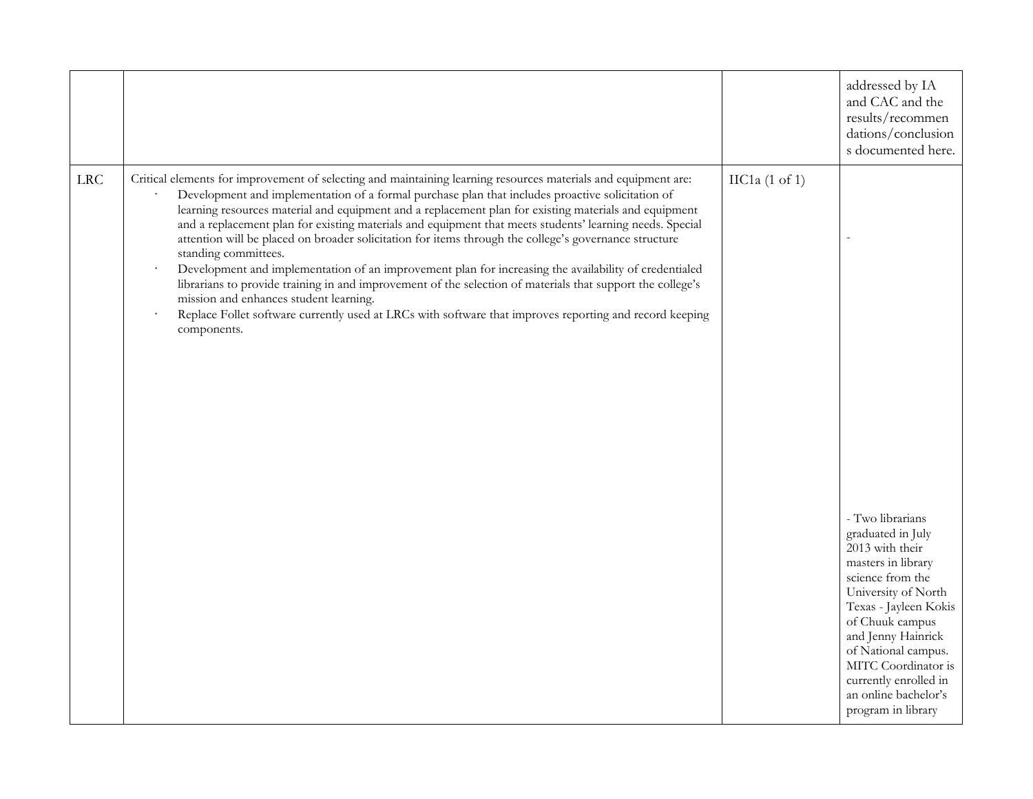| | | | |
|---|---|---|---|
| | | | addressed by IA and CAC and the results/recommendations/conclusions documented here. |
| LRC | Critical elements for improvement of selecting and maintaining learning resources materials and equipment are:<br>· Development and implementation of a formal purchase plan that includes proactive solicitation of learning resources material and equipment and a replacement plan for existing materials and equipment and a replacement plan for existing materials and equipment that meets students' learning needs. Special attention will be placed on broader solicitation for items through the college's governance structure standing committees.<br>· Development and implementation of an improvement plan for increasing the availability of credentialed librarians to provide training in and improvement of the selection of materials that support the college's mission and enhances student learning.<br>· Replace Follet software currently used at LRCs with software that improves reporting and record keeping components. | IIC1a (1 of 1) | -<br><br>- Two librarians graduated in July 2013 with their masters in library science from the University of North Texas - Jayleen Kokis of Chuuk campus and Jenny Hainrick of National campus. MITC Coordinator is currently enrolled in an online bachelor's program in library |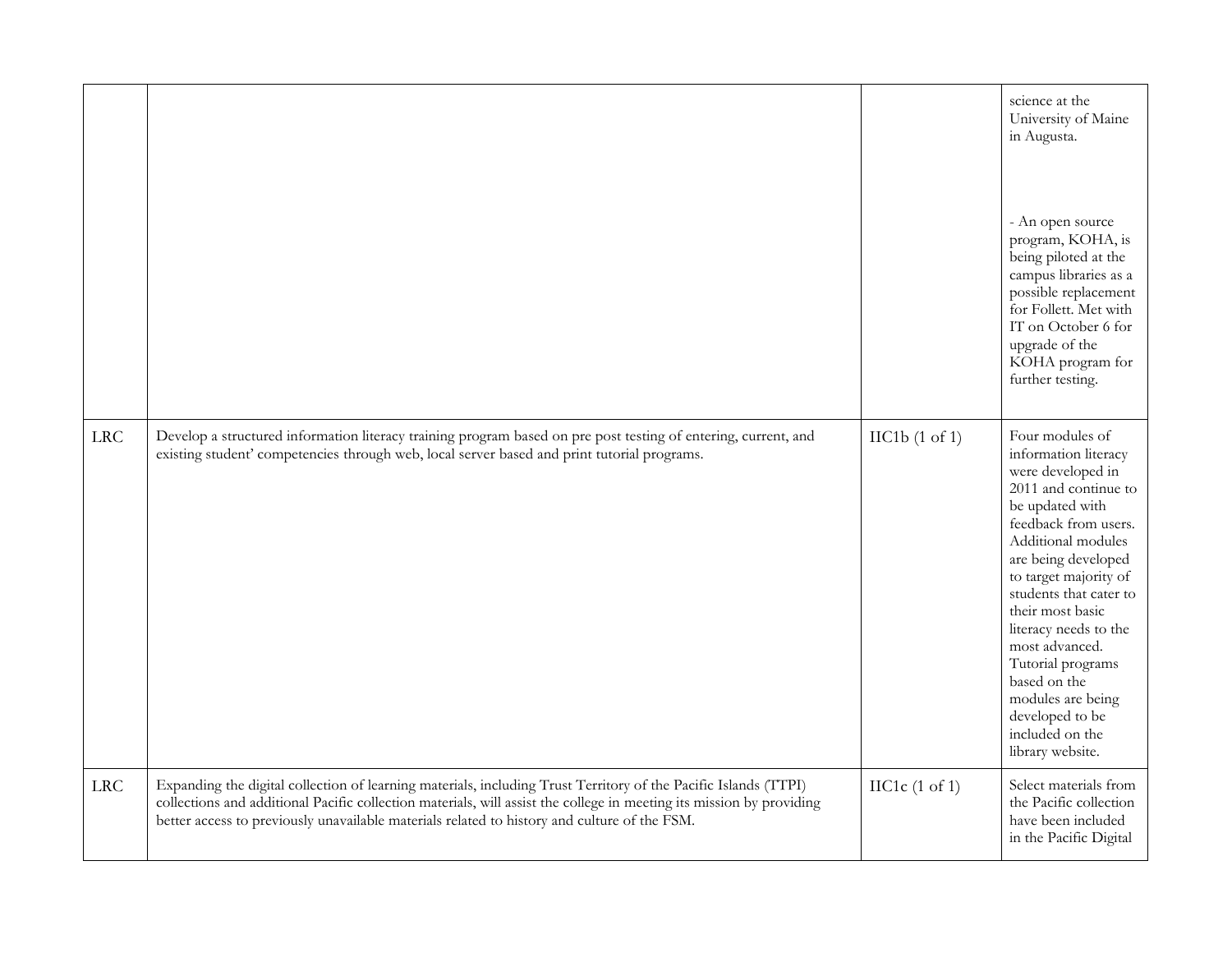| | | | |
|---|---|---|---|
| | | | science at the University of Maine in Augusta.<br><br>- An open source program, KOHA, is being piloted at the campus libraries as a possible replacement for Follett. Met with IT on October 6 for upgrade of the KOHA program for further testing. |
| LRC | Develop a structured information literacy training program based on pre post testing of entering, current, and existing student' competencies through web, local server based and print tutorial programs. | IIC1b (1 of 1) | Four modules of information literacy were developed in 2011 and continue to be updated with feedback from users. Additional modules are being developed to target majority of students that cater to their most basic literacy needs to the most advanced. Tutorial programs based on the modules are being developed to be included on the library website. |
| LRC | Expanding the digital collection of learning materials, including Trust Territory of the Pacific Islands (TTPI) collections and additional Pacific collection materials, will assist the college in meeting its mission by providing better access to previously unavailable materials related to history and culture of the FSM. | IIC1c (1 of 1) | Select materials from the Pacific collection have been included in the Pacific Digital |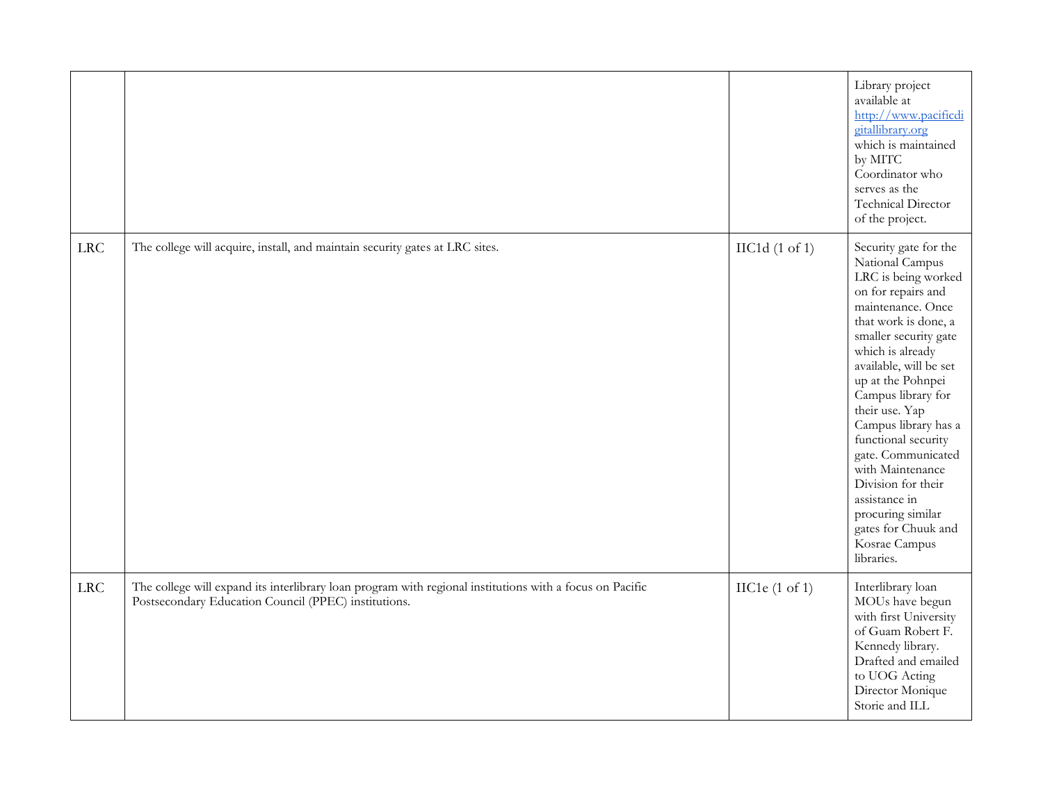| | | | |
|---|---|---|---|
| | | | Library project available at http://www.pacificdigitallibrary.org which is maintained by MITC Coordinator who serves as the Technical Director of the project. |
| LRC | The college will acquire, install, and maintain security gates at LRC sites. | IIC1d (1 of 1) | Security gate for the National Campus LRC is being worked on for repairs and maintenance. Once that work is done, a smaller security gate which is already available, will be set up at the Pohnpei Campus library for their use. Yap Campus library has a functional security gate. Communicated with Maintenance Division for their assistance in procuring similar gates for Chuuk and Kosrae Campus libraries. |
| LRC | The college will expand its interlibrary loan program with regional institutions with a focus on Pacific Postsecondary Education Council (PPEC) institutions. | IIC1e (1 of 1) | Interlibrary loan MOUs have begun with first University of Guam Robert F. Kennedy library. Drafted and emailed to UOG Acting Director Monique Storie and ILL |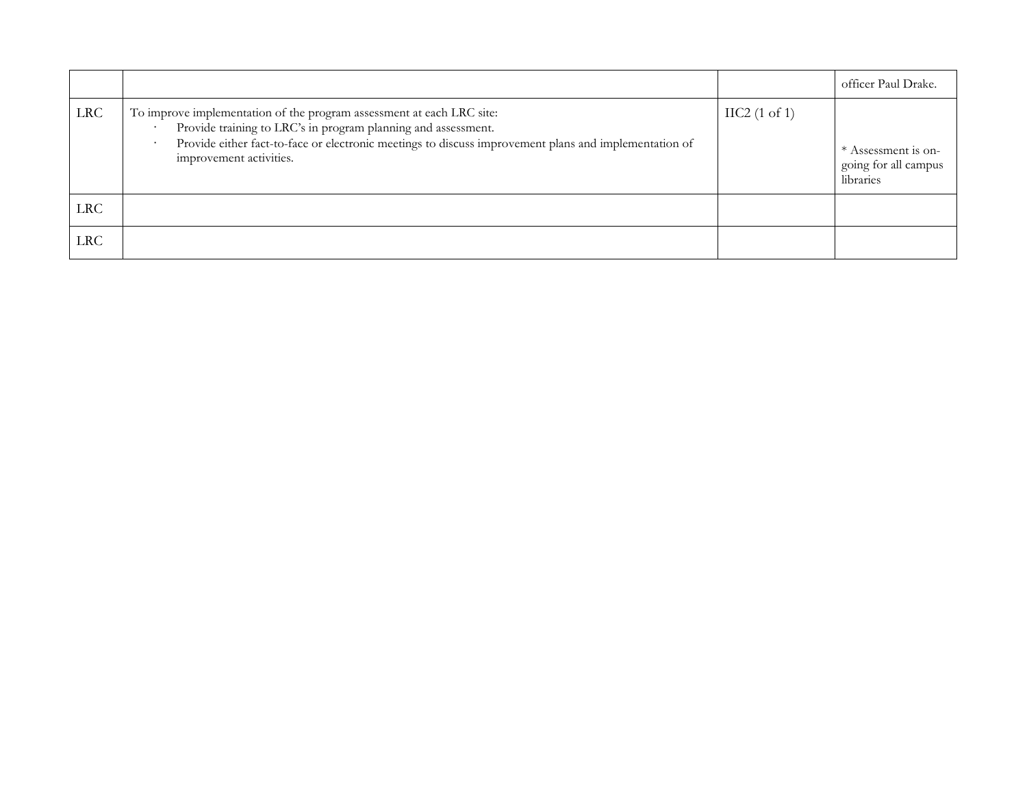| | | | |
|---|---|---|---|
| | | | officer Paul Drake. |
| LRC | To improve implementation of the program assessment at each LRC site:<br>· Provide training to LRC's in program planning and assessment.<br>· Provide either fact-to-face or electronic meetings to discuss improvement plans and implementation of improvement activities. | IIC2 (1 of 1) | * Assessment is on-going for all campus libraries |
| LRC | | | |
| LRC | | | |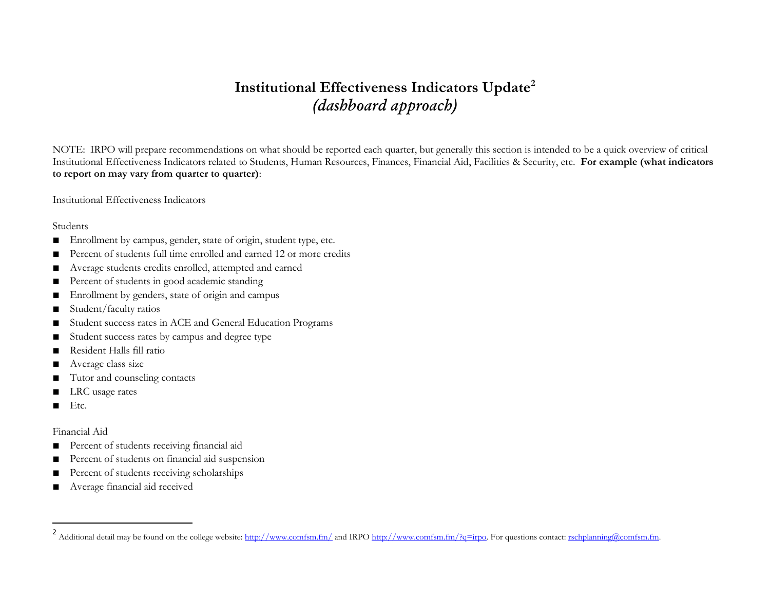# Institutional Effectiveness Indicators Update[2]
## *(dashboard approach)*

NOTE: IRPO will prepare recommendations on what should be reported each quarter, but generally this section is intended to be a quick overview of critical Institutional Effectiveness Indicators related to Students, Human Resources, Finances, Financial Aid, Facilities & Security, etc. **For example (what indicators to report on may vary from quarter to quarter)**:

Institutional Effectiveness Indicators

Students

- Enrollment by campus, gender, state of origin, student type, etc.
- Percent of students full time enrolled and earned 12 or more credits
- Average students credits enrolled, attempted and earned
- Percent of students in good academic standing
- Enrollment by genders, state of origin and campus
- Student/faculty ratios
- Student success rates in ACE and General Education Programs
- Student success rates by campus and degree type
- Resident Halls fill ratio
- Average class size
- Tutor and counseling contacts
- LRC usage rates
- Etc.

Financial Aid

- Percent of students receiving financial aid
- Percent of students on financial aid suspension
- Percent of students receiving scholarships
- Average financial aid received

---

[2] Additional detail may be found on the college website: http://www.comfsm.fm/ and IRPO http://www.comfsm.fm/?q=irpo. For questions contact: rschplanning@comfsm.fm.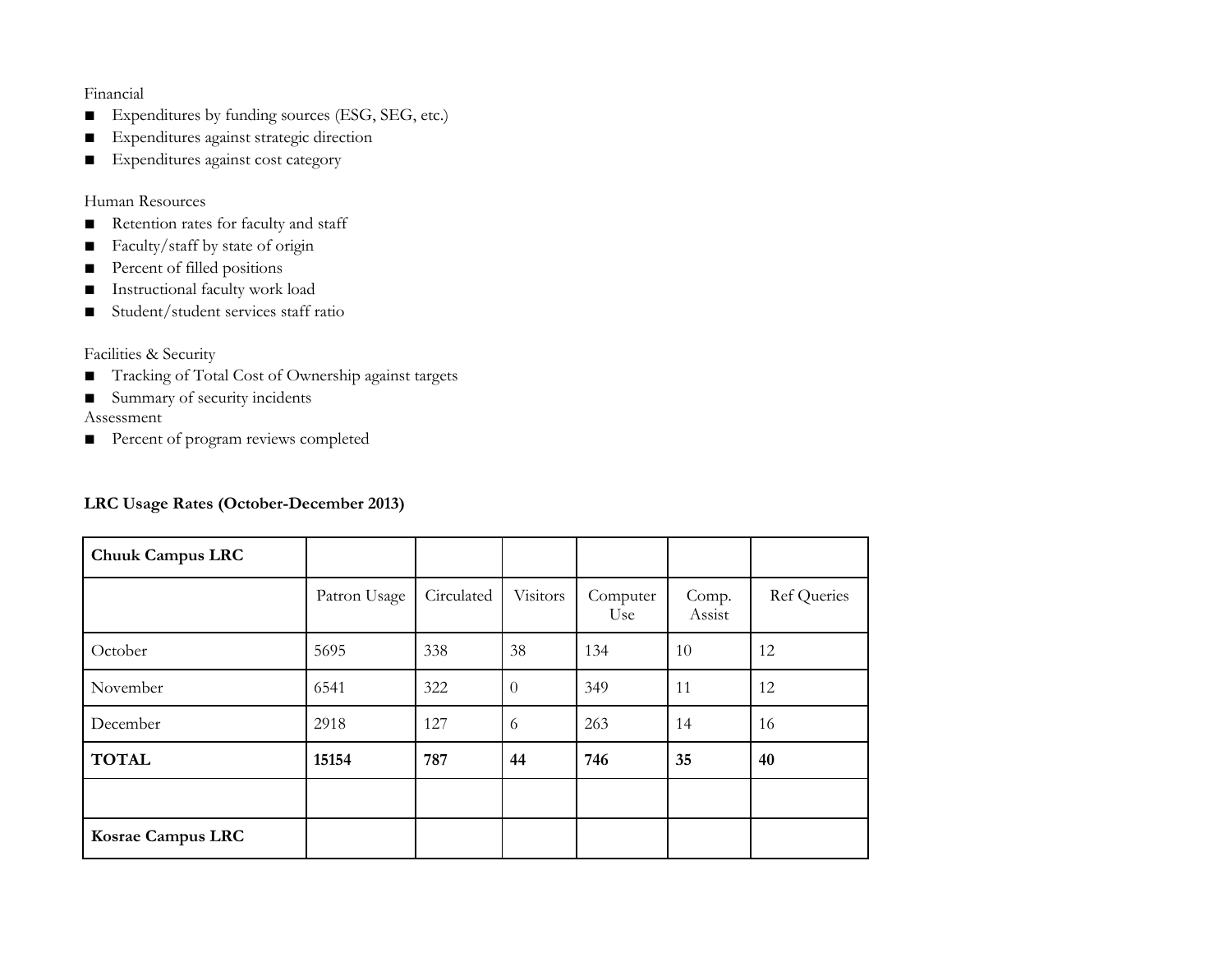Financial

- Expenditures by funding sources (ESG, SEG, etc.)
- Expenditures against strategic direction
- Expenditures against cost category

Human Resources

- Retention rates for faculty and staff
- Faculty/staff by state of origin
- Percent of filled positions
- Instructional faculty work load
- Student/student services staff ratio

Facilities & Security

- Tracking of Total Cost of Ownership against targets
- Summary of security incidents

Assessment

- Percent of program reviews completed

**LRC Usage Rates (October-December 2013)**

| **Chuuk Campus LRC** | | | | | | |
|---|---|---|---|---|---|---|
| | Patron Usage | Circulated | Visitors | Computer Use | Comp. Assist | Ref Queries |
| October | 5695 | 338 | 38 | 134 | 10 | 12 |
| November | 6541 | 322 | 0 | 349 | 11 | 12 |
| December | 2918 | 127 | 6 | 263 | 14 | 16 |
| **TOTAL** | **15154** | **787** | **44** | **746** | **35** | **40** |
| | | | | | | |
| **Kosrae Campus LRC** | | | | | | |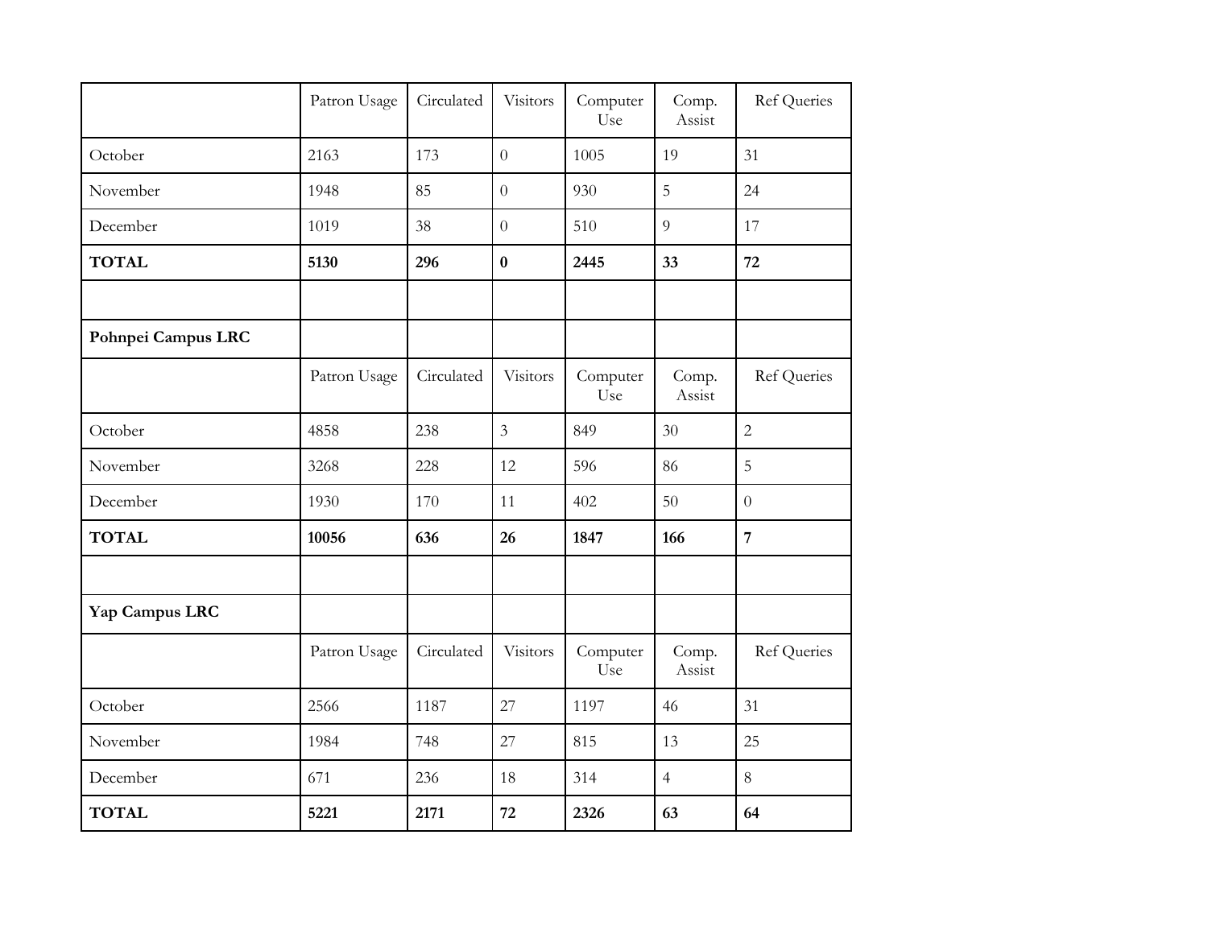| | Patron Usage | Circulated | Visitors | Computer Use | Comp. Assist | Ref Queries |
|---|---|---|---|---|---|---|
| October | 2163 | 173 | 0 | 1005 | 19 | 31 |
| November | 1948 | 85 | 0 | 930 | 5 | 24 |
| December | 1019 | 38 | 0 | 510 | 9 | 17 |
| **TOTAL** | **5130** | **296** | **0** | **2445** | **33** | **72** |
| | | | | | | |
| **Pohnpei Campus LRC** | | | | | | |
| | Patron Usage | Circulated | Visitors | Computer Use | Comp. Assist | Ref Queries |
| October | 4858 | 238 | 3 | 849 | 30 | 2 |
| November | 3268 | 228 | 12 | 596 | 86 | 5 |
| December | 1930 | 170 | 11 | 402 | 50 | 0 |
| **TOTAL** | **10056** | **636** | **26** | **1847** | **166** | **7** |
| | | | | | | |
| **Yap Campus LRC** | | | | | | |
| | Patron Usage | Circulated | Visitors | Computer Use | Comp. Assist | Ref Queries |
| October | 2566 | 1187 | 27 | 1197 | 46 | 31 |
| November | 1984 | 748 | 27 | 815 | 13 | 25 |
| December | 671 | 236 | 18 | 314 | 4 | 8 |
| **TOTAL** | **5221** | **2171** | **72** | **2326** | **63** | **64** |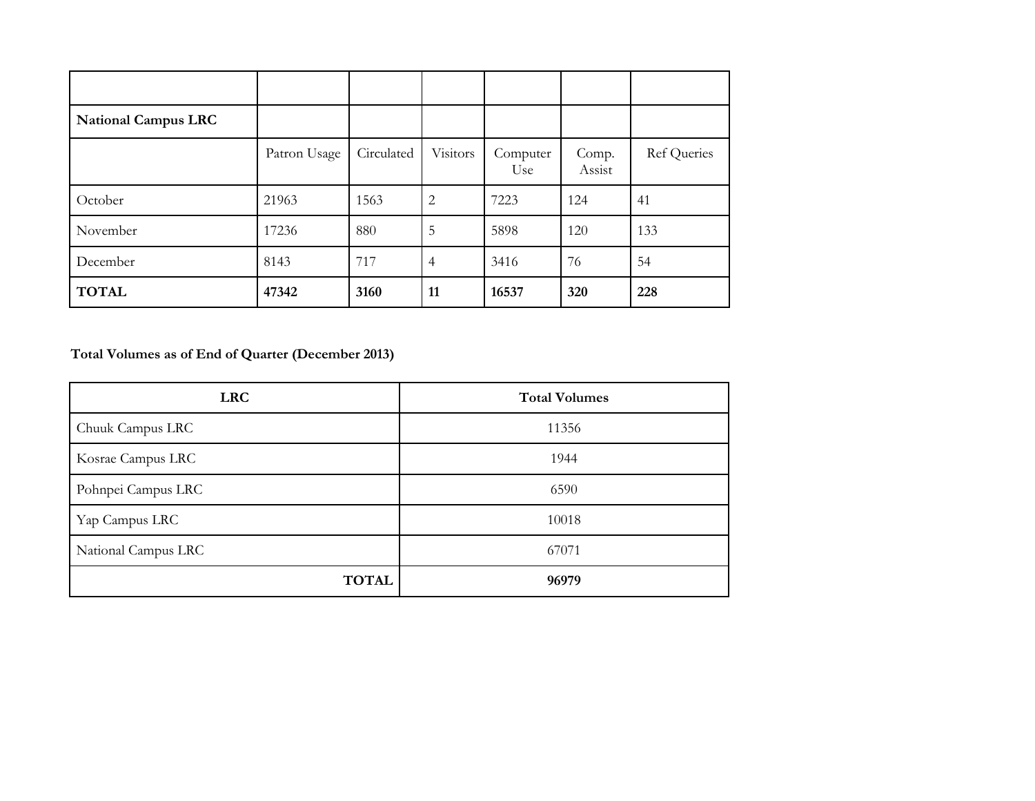| | | | | | | |
|---|---|---|---|---|---|---|
| **National Campus LRC** | | | | | | |
| | Patron Usage | Circulated | Visitors | Computer Use | Comp. Assist | Ref Queries |
| October | 21963 | 1563 | 2 | 7223 | 124 | 41 |
| November | 17236 | 880 | 5 | 5898 | 120 | 133 |
| December | 8143 | 717 | 4 | 3416 | 76 | 54 |
| **TOTAL** | **47342** | **3160** | **11** | **16537** | **320** | **228** |

**Total Volumes as of End of Quarter (December 2013)**

| LRC | Total Volumes |
|---|---|
| Chuuk Campus LRC | 11356 |
| Kosrae Campus LRC | 1944 |
| Pohnpei Campus LRC | 6590 |
| Yap Campus LRC | 10018 |
| National Campus LRC | 67071 |
| **TOTAL** | **96979** |